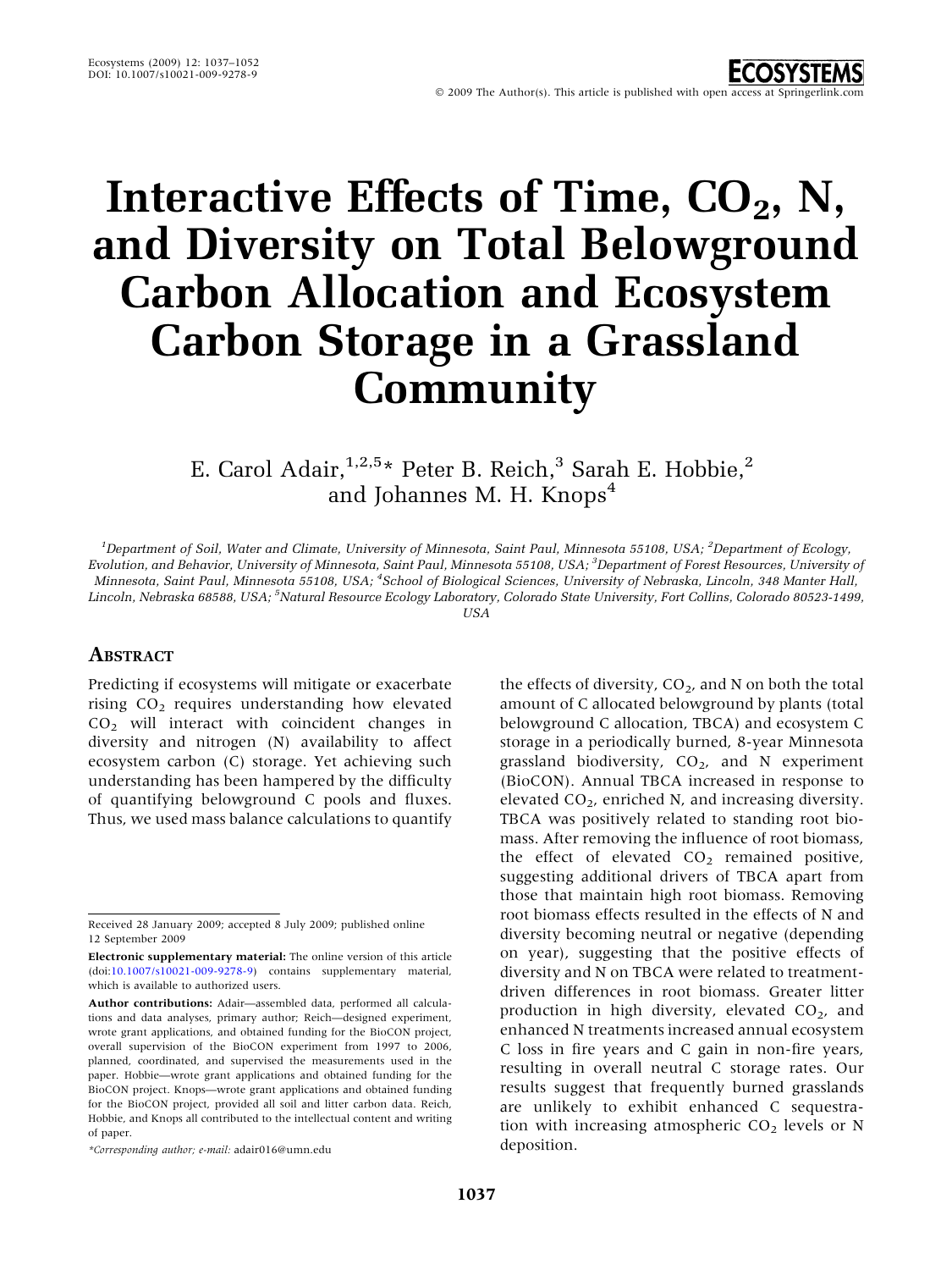# Interactive Effects of Time, $CO_2$, N, and Diversity on Total Belowground Carbon Allocation and Ecosystem Carbon Storage in a Grassland Community

E. Carol Adair,[1,2,5]* Peter B. Reich,[3] Sarah E. Hobbie,[2] and Johannes M. H. Knops[4]

[1]Department of Soil, Water and Climate, University of Minnesota, Saint Paul, Minnesota 55108, USA; [2]Department of Ecology, Evolution, and Behavior, University of Minnesota, Saint Paul, Minnesota 55108, USA; [3]Department of Forest Resources, University of Minnesota, Saint Paul, Minnesota 55108, USA; [4]School of Biological Sciences, University of Nebraska, Lincoln, 348 Manter Hall, Lincoln, Nebraska 68588, USA; [5]Natural Resource Ecology Laboratory, Colorado State University, Fort Collins, Colorado 80523-1499, USA

## Abstract

Predicting if ecosystems will mitigate or exacerbate rising $CO_2$ requires understanding how elevated $CO_2$ will interact with coincident changes in diversity and nitrogen (N) availability to affect ecosystem carbon (C) storage. Yet achieving such understanding has been hampered by the difficulty of quantifying belowground C pools and fluxes. Thus, we used mass balance calculations to quantify the effects of diversity, $CO_2$, and N on both the total amount of C allocated belowground by plants (total belowground C allocation, TBCA) and ecosystem C storage in a periodically burned, 8-year Minnesota grassland biodiversity, $CO_2$, and N experiment (BioCON). Annual TBCA increased in response to elevated $CO_2$, enriched N, and increasing diversity. TBCA was positively related to standing root biomass. After removing the influence of root biomass, the effect of elevated $CO_2$ remained positive, suggesting additional drivers of TBCA apart from those that maintain high root biomass. Removing root biomass effects resulted in the effects of N and diversity becoming neutral or negative (depending on year), suggesting that the positive effects of diversity and N on TBCA were related to treatment-driven differences in root biomass. Greater litter production in high diversity, elevated $CO_2$, and enhanced N treatments increased annual ecosystem C loss in fire years and C gain in non-fire years, resulting in overall neutral C storage rates. Our results suggest that frequently burned grasslands are unlikely to exhibit enhanced C sequestration with increasing atmospheric $CO_2$ levels or N deposition.

---

Received 28 January 2009; accepted 8 July 2009; published online 12 September 2009

**Electronic supplementary material:** The online version of this article (doi:10.1007/s10021-009-9278-9) contains supplementary material, which is available to authorized users.

**Author contributions:** Adair—assembled data, performed all calculations and data analyses, primary author; Reich—designed experiment, wrote grant applications, and obtained funding for the BioCON project, overall supervision of the BioCON experiment from 1997 to 2006, planned, coordinated, and supervised the measurements used in the paper. Hobbie—wrote grant applications and obtained funding for the BioCON project. Knops—wrote grant applications and obtained funding for the BioCON project, provided all soil and litter carbon data. Reich, Hobbie, and Knops all contributed to the intellectual content and writing of paper.

*Corresponding author; e-mail: adair016@umn.edu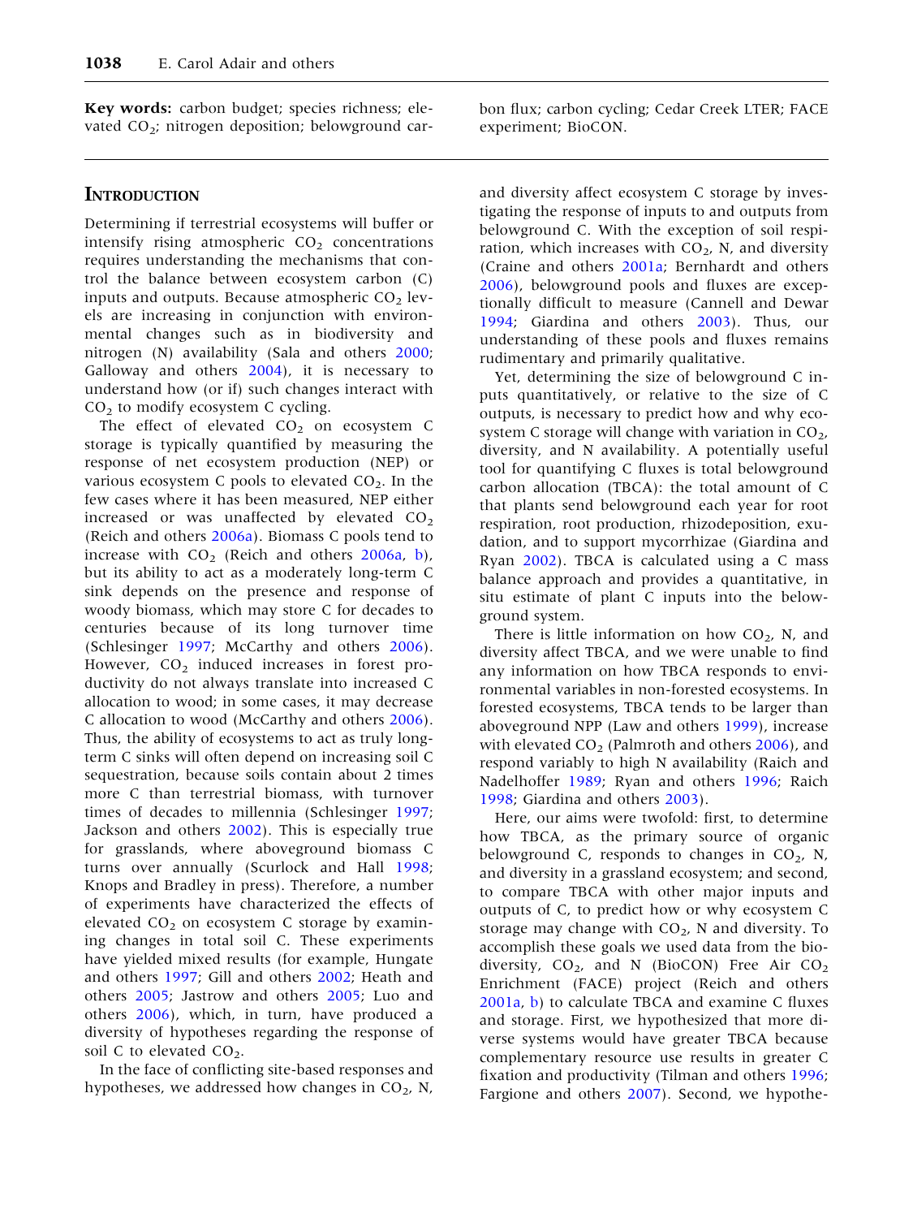**Key words:** carbon budget; species richness; elevated $CO_2$; nitrogen deposition; belowground carbon flux; carbon cycling; Cedar Creek LTER; FACE experiment; BioCON.

## INTRODUCTION

Determining if terrestrial ecosystems will buffer or intensify rising atmospheric $CO_2$ concentrations requires understanding the mechanisms that control the balance between ecosystem carbon (C) inputs and outputs. Because atmospheric $CO_2$ levels are increasing in conjunction with environmental changes such as in biodiversity and nitrogen (N) availability (Sala and others 2000; Galloway and others 2004), it is necessary to understand how (or if) such changes interact with $CO_2$ to modify ecosystem C cycling.

The effect of elevated $CO_2$ on ecosystem C storage is typically quantified by measuring the response of net ecosystem production (NEP) or various ecosystem C pools to elevated $CO_2$. In the few cases where it has been measured, NEP either increased or was unaffected by elevated $CO_2$ (Reich and others 2006a). Biomass C pools tend to increase with $CO_2$ (Reich and others 2006a, b), but its ability to act as a moderately long-term C sink depends on the presence and response of woody biomass, which may store C for decades to centuries because of its long turnover time (Schlesinger 1997; McCarthy and others 2006). However, $CO_2$ induced increases in forest productivity do not always translate into increased C allocation to wood; in some cases, it may decrease C allocation to wood (McCarthy and others 2006). Thus, the ability of ecosystems to act as truly long-term C sinks will often depend on increasing soil C sequestration, because soils contain about 2 times more C than terrestrial biomass, with turnover times of decades to millennia (Schlesinger 1997; Jackson and others 2002). This is especially true for grasslands, where aboveground biomass C turns over annually (Scurlock and Hall 1998; Knops and Bradley in press). Therefore, a number of experiments have characterized the effects of elevated $CO_2$ on ecosystem C storage by examining changes in total soil C. These experiments have yielded mixed results (for example, Hungate and others 1997; Gill and others 2002; Heath and others 2005; Jastrow and others 2005; Luo and others 2006), which, in turn, have produced a diversity of hypotheses regarding the response of soil C to elevated $CO_2$.

In the face of conflicting site-based responses and hypotheses, we addressed how changes in $CO_2$, N, and diversity affect ecosystem C storage by investigating the response of inputs to and outputs from belowground C. With the exception of soil respiration, which increases with $CO_2$, N, and diversity (Craine and others 2001a; Bernhardt and others 2006), belowground pools and fluxes are exceptionally difficult to measure (Cannell and Dewar 1994; Giardina and others 2003). Thus, our understanding of these pools and fluxes remains rudimentary and primarily qualitative.

Yet, determining the size of belowground C inputs quantitatively, or relative to the size of C outputs, is necessary to predict how and why ecosystem C storage will change with variation in $CO_2$, diversity, and N availability. A potentially useful tool for quantifying C fluxes is total belowground carbon allocation (TBCA): the total amount of C that plants send belowground each year for root respiration, root production, rhizodeposition, exudation, and to support mycorrhizae (Giardina and Ryan 2002). TBCA is calculated using a C mass balance approach and provides a quantitative, in situ estimate of plant C inputs into the belowground system.

There is little information on how $CO_2$, N, and diversity affect TBCA, and we were unable to find any information on how TBCA responds to environmental variables in non-forested ecosystems. In forested ecosystems, TBCA tends to be larger than aboveground NPP (Law and others 1999), increase with elevated $CO_2$ (Palmroth and others 2006), and respond variably to high N availability (Raich and Nadelhoffer 1989; Ryan and others 1996; Raich 1998; Giardina and others 2003).

Here, our aims were twofold: first, to determine how TBCA, as the primary source of organic belowground C, responds to changes in $CO_2$, N, and diversity in a grassland ecosystem; and second, to compare TBCA with other major inputs and outputs of C, to predict how or why ecosystem C storage may change with $CO_2$, N and diversity. To accomplish these goals we used data from the biodiversity, $CO_2$, and N (BioCON) Free Air $CO_2$ Enrichment (FACE) project (Reich and others 2001a, b) to calculate TBCA and examine C fluxes and storage. First, we hypothesized that more diverse systems would have greater TBCA because complementary resource use results in greater C fixation and productivity (Tilman and others 1996; Fargione and others 2007). Second, we hypothe-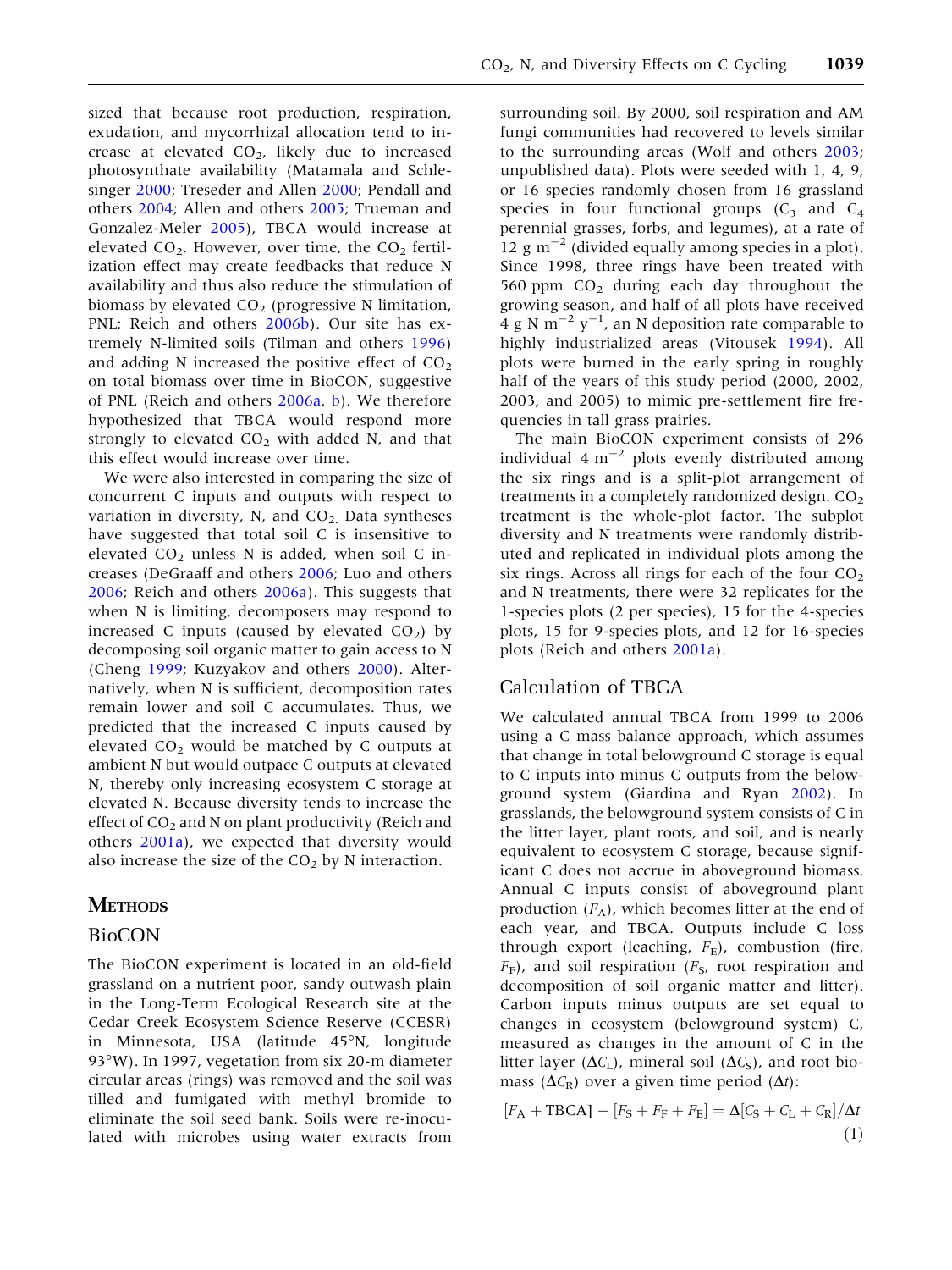sized that because root production, respiration, exudation, and mycorrhizal allocation tend to increase at elevated $CO_2$, likely due to increased photosynthate availability (Matamala and Schlesinger 2000; Treseder and Allen 2000; Pendall and others 2004; Allen and others 2005; Trueman and Gonzalez-Meler 2005), TBCA would increase at elevated $CO_2$. However, over time, the $CO_2$ fertilization effect may create feedbacks that reduce N availability and thus also reduce the stimulation of biomass by elevated $CO_2$ (progressive N limitation, PNL; Reich and others 2006b). Our site has extremely N-limited soils (Tilman and others 1996) and adding N increased the positive effect of $CO_2$ on total biomass over time in BioCON, suggestive of PNL (Reich and others 2006a, b). We therefore hypothesized that TBCA would respond more strongly to elevated $CO_2$ with added N, and that this effect would increase over time.

We were also interested in comparing the size of concurrent C inputs and outputs with respect to variation in diversity, N, and $CO_2$. Data syntheses have suggested that total soil C is insensitive to elevated $CO_2$ unless N is added, when soil C increases (DeGraaff and others 2006; Luo and others 2006; Reich and others 2006a). This suggests that when N is limiting, decomposers may respond to increased C inputs (caused by elevated $CO_2$) by decomposing soil organic matter to gain access to N (Cheng 1999; Kuzyakov and others 2000). Alternatively, when N is sufficient, decomposition rates remain lower and soil C accumulates. Thus, we predicted that the increased C inputs caused by elevated $CO_2$ would be matched by C outputs at ambient N but would outpace C outputs at elevated N, thereby only increasing ecosystem C storage at elevated N. Because diversity tends to increase the effect of $CO_2$ and N on plant productivity (Reich and others 2001a), we expected that diversity would also increase the size of the $CO_2$ by N interaction.

## Methods

### BioCON

The BioCON experiment is located in an old-field grassland on a nutrient poor, sandy outwash plain in the Long-Term Ecological Research site at the Cedar Creek Ecosystem Science Reserve (CCESR) in Minnesota, USA (latitude 45°N, longitude 93°W). In 1997, vegetation from six 20-m diameter circular areas (rings) was removed and the soil was tilled and fumigated with methyl bromide to eliminate the soil seed bank. Soils were re-inoculated with microbes using water extracts from surrounding soil. By 2000, soil respiration and AM fungi communities had recovered to levels similar to the surrounding areas (Wolf and others 2003; unpublished data). Plots were seeded with 1, 4, 9, or 16 species randomly chosen from 16 grassland species in four functional groups ($C_3$ and $C_4$ perennial grasses, forbs, and legumes), at a rate of 12 g $m^{-2}$ (divided equally among species in a plot). Since 1998, three rings have been treated with 560 ppm $CO_2$ during each day throughout the growing season, and half of all plots have received 4 g N $m^{-2}$ $y^{-1}$, an N deposition rate comparable to highly industrialized areas (Vitousek 1994). All plots were burned in the early spring in roughly half of the years of this study period (2000, 2002, 2003, and 2005) to mimic pre-settlement fire frequencies in tall grass prairies.

The main BioCON experiment consists of 296 individual 4 $m^{-2}$ plots evenly distributed among the six rings and is a split-plot arrangement of treatments in a completely randomized design. $CO_2$ treatment is the whole-plot factor. The subplot diversity and N treatments were randomly distributed and replicated in individual plots among the six rings. Across all rings for each of the four $CO_2$ and N treatments, there were 32 replicates for the 1-species plots (2 per species), 15 for the 4-species plots, 15 for 9-species plots, and 12 for 16-species plots (Reich and others 2001a).

### Calculation of TBCA

We calculated annual TBCA from 1999 to 2006 using a C mass balance approach, which assumes that change in total belowground C storage is equal to C inputs into minus C outputs from the belowground system (Giardina and Ryan 2002). In grasslands, the belowground system consists of C in the litter layer, plant roots, and soil, and is nearly equivalent to ecosystem C storage, because significant C does not accrue in aboveground biomass. Annual C inputs consist of aboveground plant production ($F_A$), which becomes litter at the end of each year, and TBCA. Outputs include C loss through export (leaching, $F_E$), combustion (fire, $F_F$), and soil respiration ($F_S$, root respiration and decomposition of soil organic matter and litter). Carbon inputs minus outputs are set equal to changes in ecosystem (belowground system) C, measured as changes in the amount of C in the litter layer ($\Delta C_L$), mineral soil ($\Delta C_S$), and root biomass ($\Delta C_R$) over a given time period ($\Delta t$):

$$[F_A + \text{TBCA}] - [F_S + F_F + F_E] = \Delta[C_S + C_L + C_R]/\Delta t \quad (1)$$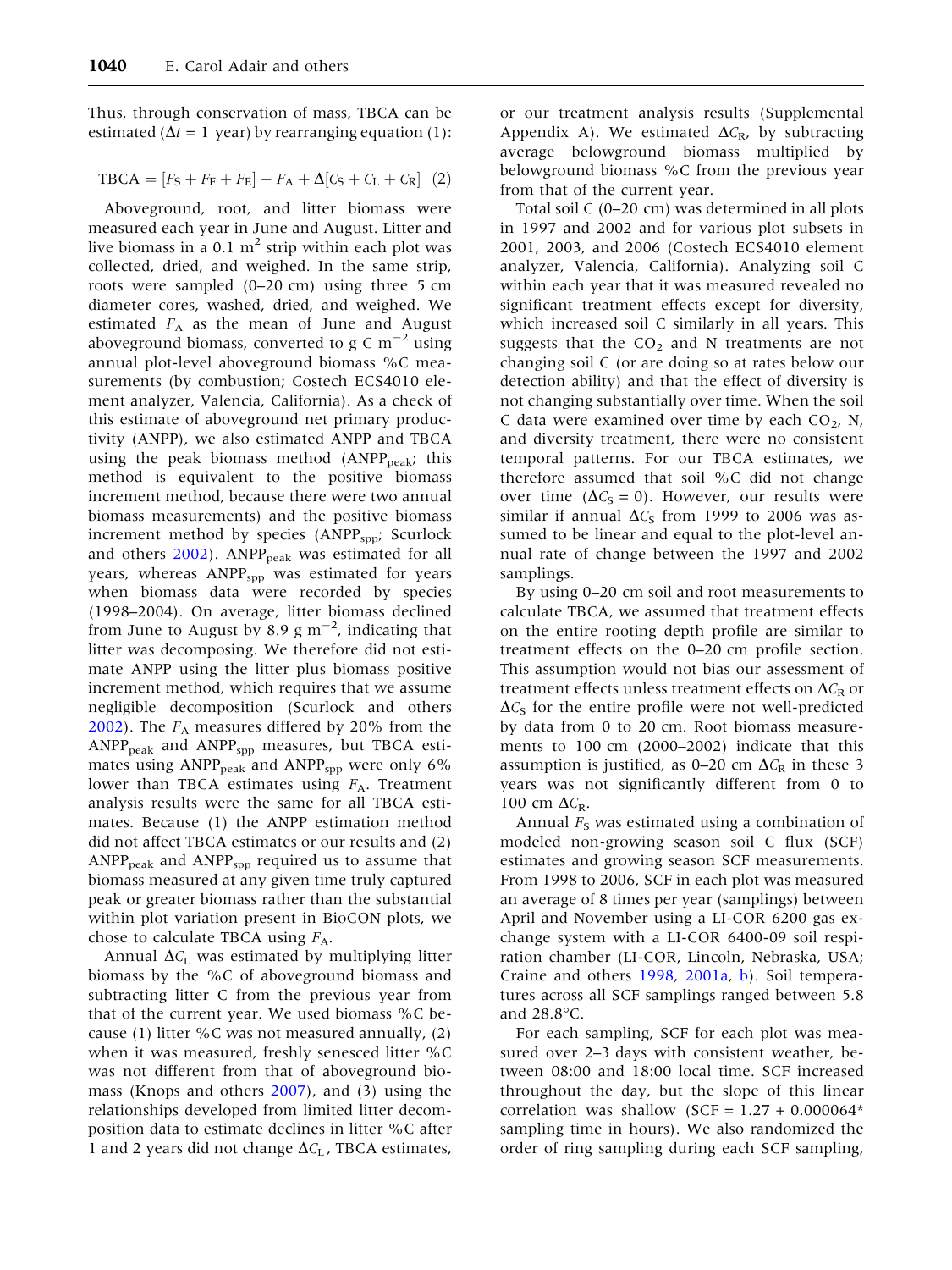Thus, through conservation of mass, TBCA can be estimated ($\Delta t = 1$ year) by rearranging equation (1):

$$\text{TBCA} = [F_S + F_F + F_E] - F_A + \Delta[C_S + C_L + C_R] \quad (2)$$

Aboveground, root, and litter biomass were measured each year in June and August. Litter and live biomass in a 0.1 $m^2$ strip within each plot was collected, dried, and weighed. In the same strip, roots were sampled (0–20 cm) using three 5 cm diameter cores, washed, dried, and weighed. We estimated $F_A$ as the mean of June and August aboveground biomass, converted to g C $m^{-2}$ using annual plot-level aboveground biomass %C measurements (by combustion; Costech ECS4010 element analyzer, Valencia, California). As a check of this estimate of aboveground net primary productivity (ANPP), we also estimated ANPP and TBCA using the peak biomass method ($\text{ANPP}_{\text{peak}}$; this method is equivalent to the positive biomass increment method, because there were two annual biomass measurements) and the positive biomass increment method by species ($\text{ANPP}_{\text{spp}}$; Scurlock and others 2002). $\text{ANPP}_{\text{peak}}$ was estimated for all years, whereas $\text{ANPP}_{\text{spp}}$ was estimated for years when biomass data were recorded by species (1998–2004). On average, litter biomass declined from June to August by 8.9 g $m^{-2}$, indicating that litter was decomposing. We therefore did not estimate ANPP using the litter plus biomass positive increment method, which requires that we assume negligible decomposition (Scurlock and others 2002). The $F_A$ measures differed by 20% from the $\text{ANPP}_{\text{peak}}$ and $\text{ANPP}_{\text{spp}}$ measures, but TBCA estimates using $\text{ANPP}_{\text{peak}}$ and $\text{ANPP}_{\text{spp}}$ were only 6% lower than TBCA estimates using $F_A$. Treatment analysis results were the same for all TBCA estimates. Because (1) the ANPP estimation method did not affect TBCA estimates or our results and (2) $\text{ANPP}_{\text{peak}}$ and $\text{ANPP}_{\text{spp}}$ required us to assume that biomass measured at any given time truly captured peak or greater biomass rather than the substantial within plot variation present in BioCON plots, we chose to calculate TBCA using $F_A$.

Annual $\Delta C_L$ was estimated by multiplying litter biomass by the %C of aboveground biomass and subtracting litter C from the previous year from that of the current year. We used biomass %C because (1) litter %C was not measured annually, (2) when it was measured, freshly senesced litter %C was not different from that of aboveground biomass (Knops and others 2007), and (3) using the relationships developed from limited litter decomposition data to estimate declines in litter %C after 1 and 2 years did not change $\Delta C_L$, TBCA estimates, or our treatment analysis results (Supplemental Appendix A). We estimated $\Delta C_R$, by subtracting average belowground biomass multiplied by belowground biomass %C from the previous year from that of the current year.

Total soil C (0–20 cm) was determined in all plots in 1997 and 2002 and for various plot subsets in 2001, 2003, and 2006 (Costech ECS4010 element analyzer, Valencia, California). Analyzing soil C within each year that it was measured revealed no significant treatment effects except for diversity, which increased soil C similarly in all years. This suggests that the $CO_2$ and N treatments are not changing soil C (or are doing so at rates below our detection ability) and that the effect of diversity is not changing substantially over time. When the soil C data were examined over time by each $CO_2$, N, and diversity treatment, there were no consistent temporal patterns. For our TBCA estimates, we therefore assumed that soil %C did not change over time ($\Delta C_S = 0$). However, our results were similar if annual $\Delta C_S$ from 1999 to 2006 was assumed to be linear and equal to the plot-level annual rate of change between the 1997 and 2002 samplings.

By using 0–20 cm soil and root measurements to calculate TBCA, we assumed that treatment effects on the entire rooting depth profile are similar to treatment effects on the 0–20 cm profile section. This assumption would not bias our assessment of treatment effects unless treatment effects on $\Delta C_R$ or $\Delta C_S$ for the entire profile were not well-predicted by data from 0 to 20 cm. Root biomass measurements to 100 cm (2000–2002) indicate that this assumption is justified, as 0–20 cm $\Delta C_R$ in these 3 years was not significantly different from 0 to 100 cm $\Delta C_R$.

Annual $F_S$ was estimated using a combination of modeled non-growing season soil C flux (SCF) estimates and growing season SCF measurements. From 1998 to 2006, SCF in each plot was measured an average of 8 times per year (samplings) between April and November using a LI-COR 6200 gas exchange system with a LI-COR 6400-09 soil respiration chamber (LI-COR, Lincoln, Nebraska, USA; Craine and others 1998, 2001a, b). Soil temperatures across all SCF samplings ranged between 5.8 and 28.8°C.

For each sampling, SCF for each plot was measured over 2–3 days with consistent weather, between 08:00 and 18:00 local time. SCF increased throughout the day, but the slope of this linear correlation was shallow (SCF = 1.27 + 0.000064* sampling time in hours). We also randomized the order of ring sampling during each SCF sampling,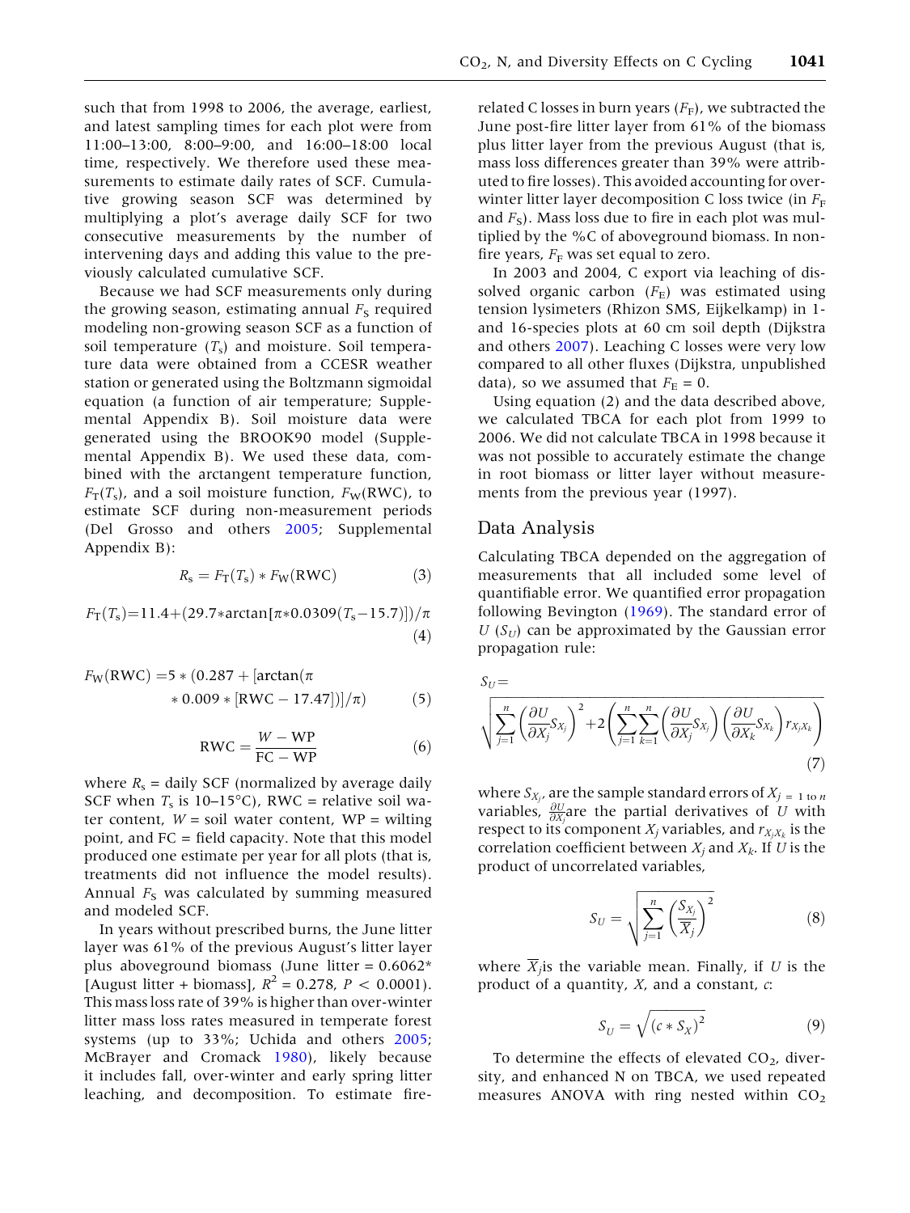such that from 1998 to 2006, the average, earliest, and latest sampling times for each plot were from 11:00–13:00, 8:00–9:00, and 16:00–18:00 local time, respectively. We therefore used these measurements to estimate daily rates of SCF. Cumulative growing season SCF was determined by multiplying a plot's average daily SCF for two consecutive measurements by the number of intervening days and adding this value to the previously calculated cumulative SCF.

Because we had SCF measurements only during the growing season, estimating annual $F_S$ required modeling non-growing season SCF as a function of soil temperature ($T_s$) and moisture. Soil temperature data were obtained from a CCESR weather station or generated using the Boltzmann sigmoidal equation (a function of air temperature; Supplemental Appendix B). Soil moisture data were generated using the BROOK90 model (Supplemental Appendix B). We used these data, combined with the arctangent temperature function, $F_T(T_s)$, and a soil moisture function, $F_W$(RWC), to estimate SCF during non-measurement periods (Del Grosso and others 2005; Supplemental Appendix B):

$$R_s = F_T(T_s) * F_W(\mathrm{RWC}) \tag{3}$$

$$F_T(T_s) = 11.4 + (29.7 * \arctan[\pi * 0.0309(T_s - 15.7)])/\pi \tag{4}$$

$$F_W(\mathrm{RWC}) = 5 * (0.287 + [\arctan(\pi * 0.009 * [\mathrm{RWC} - 17.47])]/\pi) \tag{5}$$

$$\mathrm{RWC} = \frac{W - \mathrm{WP}}{\mathrm{FC} - \mathrm{WP}} \tag{6}$$

where $R_s$ = daily SCF (normalized by average daily SCF when $T_s$ is 10–15°C), RWC = relative soil water content, $W$ = soil water content, WP = wilting point, and FC = field capacity. Note that this model produced one estimate per year for all plots (that is, treatments did not influence the model results). Annual $F_S$ was calculated by summing measured and modeled SCF.

In years without prescribed burns, the June litter layer was 61% of the previous August's litter layer plus aboveground biomass (June litter = 0.6062* [August litter + biomass], $R^2$ = 0.278, $P < 0.0001$). This mass loss rate of 39% is higher than over-winter litter mass loss rates measured in temperate forest systems (up to 33%; Uchida and others 2005; McBrayer and Cromack 1980), likely because it includes fall, over-winter and early spring litter leaching, and decomposition. To estimate fire-related C losses in burn years ($F_F$), we subtracted the June post-fire litter layer from 61% of the biomass plus litter layer from the previous August (that is, mass loss differences greater than 39% were attributed to fire losses). This avoided accounting for overwinter litter layer decomposition C loss twice (in $F_F$ and $F_S$). Mass loss due to fire in each plot was multiplied by the %C of aboveground biomass. In non-fire years, $F_F$ was set equal to zero.

In 2003 and 2004, C export via leaching of dissolved organic carbon ($F_E$) was estimated using tension lysimeters (Rhizon SMS, Eijkelkamp) in 1- and 16-species plots at 60 cm soil depth (Dijkstra and others 2007). Leaching C losses were very low compared to all other fluxes (Dijkstra, unpublished data), so we assumed that $F_E$ = 0.

Using equation (2) and the data described above, we calculated TBCA for each plot from 1999 to 2006. We did not calculate TBCA in 1998 because it was not possible to accurately estimate the change in root biomass or litter layer without measurements from the previous year (1997).

## Data Analysis

Calculating TBCA depended on the aggregation of measurements that all included some level of quantifiable error. We quantified error propagation following Bevington (1969). The standard error of $U$ ($S_U$) can be approximated by the Gaussian error propagation rule:

$$S_U = \sqrt{\sum_{j=1}^{n}\left(\frac{\partial U}{\partial X_j}S_{X_j}\right)^2 + 2\left(\sum_{j=1}^{n}\sum_{k=1}^{n}\left(\frac{\partial U}{\partial X_j}S_{X_j}\right)\left(\frac{\partial U}{\partial X_k}S_{X_k}\right)r_{X_jX_k}\right)} \tag{7}$$

where $S_{X_j}$, are the sample standard errors of $X_{j = 1 \text{ to } n}$ variables, $\frac{\partial U}{\partial X_j}$are the partial derivatives of $U$ with respect to its component $X_j$ variables, and $r_{X_jX_k}$ is the correlation coefficient between $X_j$ and $X_k$. If $U$ is the product of uncorrelated variables,

$$S_U = \sqrt{\sum_{j=1}^{n}\left(\frac{S_{X_j}}{\overline{X}_j}\right)^2} \tag{8}$$

where $\overline{X}_j$is the variable mean. Finally, if $U$ is the product of a quantity, $X$, and a constant, $c$:

$$S_U = \sqrt{(c * S_X)^2} \tag{9}$$

To determine the effects of elevated $CO_2$, diversity, and enhanced N on TBCA, we used repeated measures ANOVA with ring nested within $CO_2$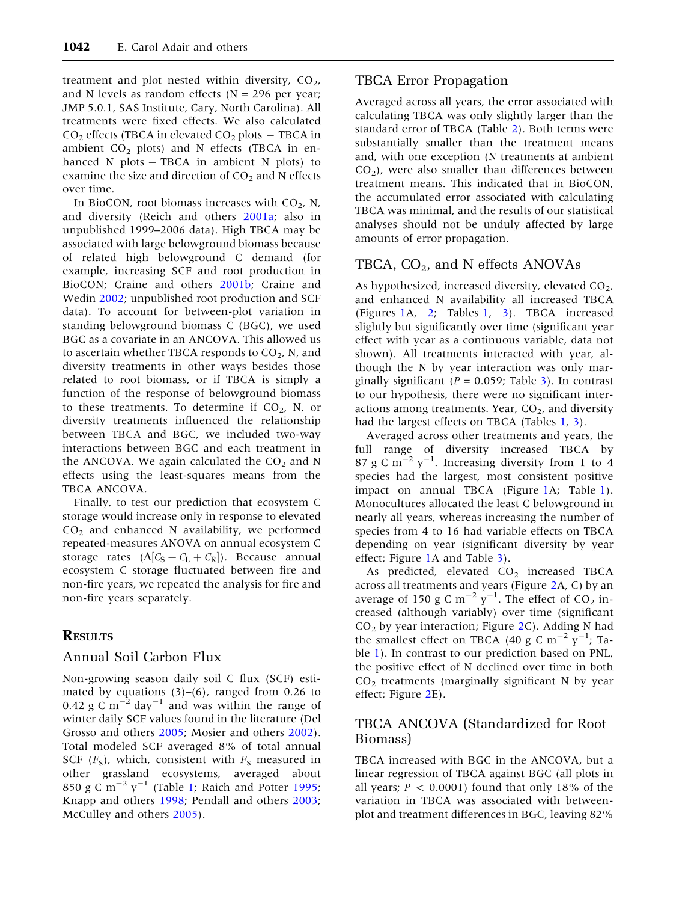treatment and plot nested within diversity, $CO_2$, and N levels as random effects (N = 296 per year; JMP 5.0.1, SAS Institute, Cary, North Carolina). All treatments were fixed effects. We also calculated $CO_2$ effects (TBCA in elevated $CO_2$ plots − TBCA in ambient $CO_2$ plots) and N effects (TBCA in enhanced N plots − TBCA in ambient N plots) to examine the size and direction of $CO_2$ and N effects over time.

In BioCON, root biomass increases with $CO_2$, N, and diversity (Reich and others 2001a; also in unpublished 1999–2006 data). High TBCA may be associated with large belowground biomass because of related high belowground C demand (for example, increasing SCF and root production in BioCON; Craine and others 2001b; Craine and Wedin 2002; unpublished root production and SCF data). To account for between-plot variation in standing belowground biomass C (BGC), we used BGC as a covariate in an ANCOVA. This allowed us to ascertain whether TBCA responds to $CO_2$, N, and diversity treatments in other ways besides those related to root biomass, or if TBCA is simply a function of the response of belowground biomass to these treatments. To determine if $CO_2$, N, or diversity treatments influenced the relationship between TBCA and BGC, we included two-way interactions between BGC and each treatment in the ANCOVA. We again calculated the $CO_2$ and N effects using the least-squares means from the TBCA ANCOVA.

Finally, to test our prediction that ecosystem C storage would increase only in response to elevated $CO_2$ and enhanced N availability, we performed repeated-measures ANOVA on annual ecosystem C storage rates ($\Delta[C_S + C_L + C_R]$). Because annual ecosystem C storage fluctuated between fire and non-fire years, we repeated the analysis for fire and non-fire years separately.

## Results

### Annual Soil Carbon Flux

Non-growing season daily soil C flux (SCF) estimated by equations (3)–(6), ranged from 0.26 to 0.42 g C $m^{-2}$ $day^{-1}$ and was within the range of winter daily SCF values found in the literature (Del Grosso and others 2005; Mosier and others 2002). Total modeled SCF averaged 8% of total annual SCF ($F_S$), which, consistent with $F_S$ measured in other grassland ecosystems, averaged about 850 g C $m^{-2}$ $y^{-1}$ (Table 1; Raich and Potter 1995; Knapp and others 1998; Pendall and others 2003; McCulley and others 2005).

### TBCA Error Propagation

Averaged across all years, the error associated with calculating TBCA was only slightly larger than the standard error of TBCA (Table 2). Both terms were substantially smaller than the treatment means and, with one exception (N treatments at ambient $CO_2$), were also smaller than differences between treatment means. This indicated that in BioCON, the accumulated error associated with calculating TBCA was minimal, and the results of our statistical analyses should not be unduly affected by large amounts of error propagation.

### TBCA, $CO_2$, and N effects ANOVAs

As hypothesized, increased diversity, elevated $CO_2$, and enhanced N availability all increased TBCA (Figures 1A, 2; Tables 1, 3). TBCA increased slightly but significantly over time (significant year effect with year as a continuous variable, data not shown). All treatments interacted with year, although the N by year interaction was only marginally significant ($P = 0.059$; Table 3). In contrast to our hypothesis, there were no significant interactions among treatments. Year, $CO_2$, and diversity had the largest effects on TBCA (Tables 1, 3).

Averaged across other treatments and years, the full range of diversity increased TBCA by 87 g C $m^{-2}$ $y^{-1}$. Increasing diversity from 1 to 4 species had the largest, most consistent positive impact on annual TBCA (Figure 1A; Table 1). Monocultures allocated the least C belowground in nearly all years, whereas increasing the number of species from 4 to 16 had variable effects on TBCA depending on year (significant diversity by year effect; Figure 1A and Table 3).

As predicted, elevated $CO_2$ increased TBCA across all treatments and years (Figure 2A, C) by an average of 150 g C $m^{-2}$ $y^{-1}$. The effect of $CO_2$ increased (although variably) over time (significant $CO_2$ by year interaction; Figure 2C). Adding N had the smallest effect on TBCA (40 g C $m^{-2}$ $y^{-1}$; Table 1). In contrast to our prediction based on PNL, the positive effect of N declined over time in both $CO_2$ treatments (marginally significant N by year effect; Figure 2E).

### TBCA ANCOVA (Standardized for Root Biomass)

TBCA increased with BGC in the ANCOVA, but a linear regression of TBCA against BGC (all plots in all years; $P < 0.0001$) found that only 18% of the variation in TBCA was associated with between-plot and treatment differences in BGC, leaving 82%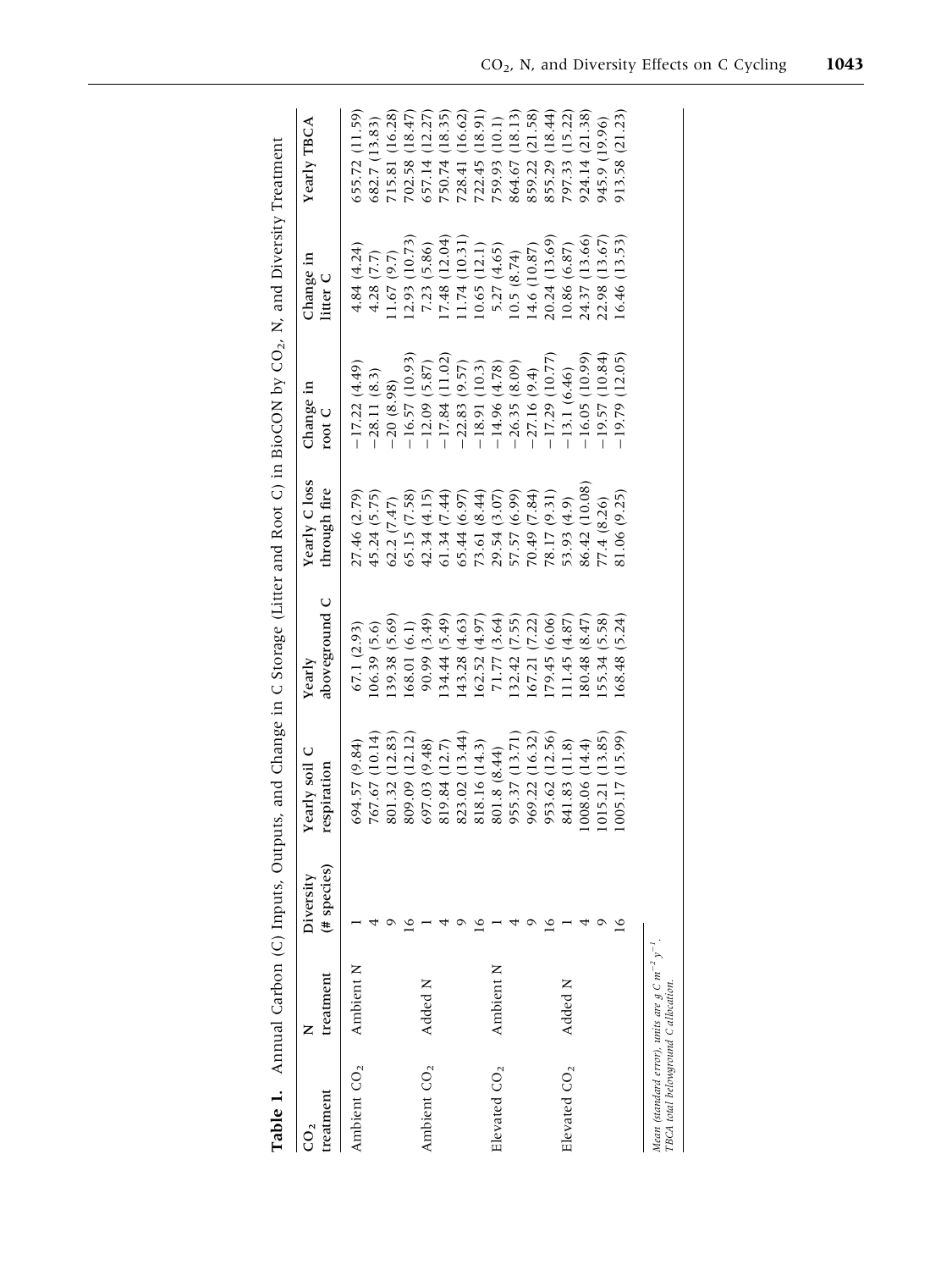**Table 1.** Annual Carbon (C) Inputs, Outputs, and Change in C Storage (Litter and Root C) in BioCON by $CO_2$, N, and Diversity Treatment

| $CO_2$ treatment | N treatment | Diversity (# species) | Yearly soil C respiration | Yearly aboveground C | Yearly C loss through fire | Change in root C | Change in litter C | Yearly TBCA |
|---|---|---|---|---|---|---|---|---|
| Ambient $CO_2$ | Ambient N | 1 | 694.57 (9.84) | 67.1 (2.93) | 27.46 (2.79) | −17.22 (4.49) | 4.84 (4.24) | 655.72 (11.59) |
| | | 4 | 767.67 (10.14) | 106.39 (5.6) | 45.24 (5.75) | −28.11 (8.3) | 4.28 (7.7) | 682.7 (13.83) |
| | | 9 | 801.32 (12.83) | 139.38 (5.69) | 62.2 (7.47) | −20 (8.98) | 11.67 (9.7) | 715.81 (16.28) |
| | | 16 | 809.09 (12.12) | 168.01 (6.1) | 65.15 (7.58) | −16.57 (10.93) | 12.93 (10.73) | 702.58 (18.47) |
| Ambient $CO_2$ | Added N | 1 | 697.03 (9.48) | 90.99 (3.49) | 42.34 (4.15) | −12.09 (5.87) | 7.23 (5.86) | 657.14 (12.27) |
| | | 4 | 819.84 (12.7) | 134.44 (5.49) | 61.34 (7.44) | −17.84 (11.02) | 17.48 (12.04) | 750.74 (18.35) |
| | | 9 | 823.02 (13.44) | 143.28 (4.63) | 65.44 (6.97) | −22.83 (9.57) | 11.74 (10.31) | 728.41 (16.62) |
| | | 16 | 818.16 (14.3) | 162.52 (4.97) | 73.61 (8.44) | −18.91 (10.3) | 10.65 (12.1) | 722.45 (18.91) |
| Elevated $CO_2$ | Ambient N | 1 | 801.8 (8.44) | 71.77 (3.64) | 29.54 (3.07) | −14.96 (4.78) | 5.27 (4.65) | 759.93 (10.1) |
| | | 4 | 955.37 (13.71) | 132.42 (7.55) | 57.57 (6.99) | −26.35 (8.09) | 10.5 (8.74) | 864.67 (18.13) |
| | | 9 | 969.22 (16.32) | 167.21 (7.22) | 70.49 (7.84) | −27.16 (9.4) | 14.6 (10.87) | 859.22 (21.58) |
| | | 16 | 953.62 (12.56) | 179.45 (6.06) | 78.17 (9.31) | −17.29 (10.77) | 20.24 (13.69) | 855.29 (18.44) |
| Elevated $CO_2$ | Added N | 1 | 841.83 (11.8) | 111.45 (4.87) | 53.93 (4.9) | −13.1 (6.46) | 10.86 (6.87) | 797.33 (15.22) |
| | | 4 | 1008.06 (14.4) | 180.48 (8.47) | 86.42 (10.08) | −16.05 (10.99) | 24.37 (13.66) | 924.14 (21.38) |
| | | 9 | 1015.21 (13.85) | 155.34 (5.58) | 77.4 (8.26) | −19.57 (10.84) | 22.98 (13.67) | 945.9 (19.96) |
| | | 16 | 1005.17 (15.99) | 168.48 (5.24) | 81.06 (9.25) | −19.79 (12.05) | 16.46 (13.53) | 913.58 (21.23) |

*Mean (standard error), units are g C $m^{-2}$ $y^{-1}$.*
*TBCA total belowground C allocation.*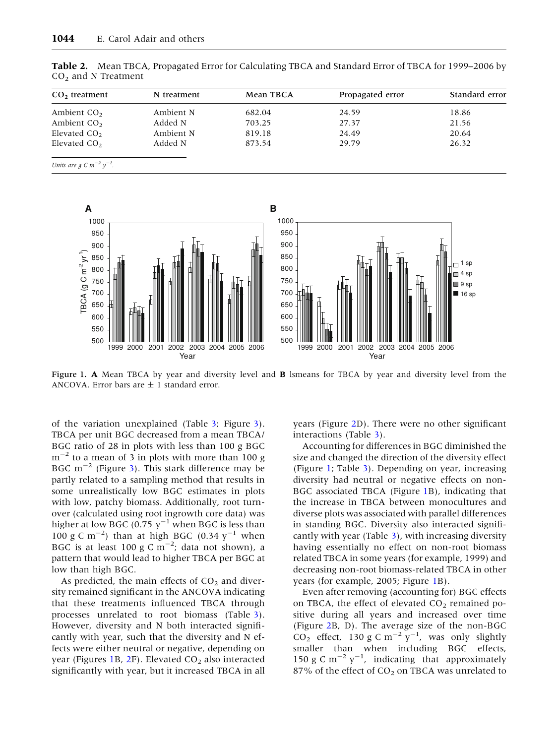**Table 2.** Mean TBCA, Propagated Error for Calculating TBCA and Standard Error of TBCA for 1999–2006 by $CO_2$ and N Treatment

| $CO_2$ treatment | N treatment | Mean TBCA | Propagated error | Standard error |
|---|---|---|---|---|
| Ambient $CO_2$ | Ambient N | 682.04 | 24.59 | 18.86 |
| Ambient $CO_2$ | Added N | 703.25 | 27.37 | 21.56 |
| Elevated $CO_2$ | Ambient N | 819.18 | 24.49 | 20.64 |
| Elevated $CO_2$ | Added N | 873.54 | 29.79 | 26.32 |

*Units are g C $m^{-2}$ $y^{-1}$.*

**Figure 1.** **A** Mean TBCA by year and diversity level and **B** lsmeans for TBCA by year and diversity level from the ANCOVA. Error bars are ± 1 standard error.

of the variation unexplained (Table 3; Figure 3). TBCA per unit BGC decreased from a mean TBCA/BGC ratio of 28 in plots with less than 100 g BGC $m^{-2}$ to a mean of 3 in plots with more than 100 g BGC $m^{-2}$ (Figure 3). This stark difference may be partly related to a sampling method that results in some unrealistically low BGC estimates in plots with low, patchy biomass. Additionally, root turnover (calculated using root ingrowth core data) was higher at low BGC (0.75 $y^{-1}$ when BGC is less than 100 g C $m^{-2}$) than at high BGC (0.34 $y^{-1}$ when BGC is at least 100 g C $m^{-2}$; data not shown), a pattern that would lead to higher TBCA per BGC at low than high BGC.

As predicted, the main effects of $CO_2$ and diversity remained significant in the ANCOVA indicating that these treatments influenced TBCA through processes unrelated to root biomass (Table 3). However, diversity and N both interacted significantly with year, such that the diversity and N effects were either neutral or negative, depending on year (Figures 1B, 2F). Elevated $CO_2$ also interacted significantly with year, but it increased TBCA in all years (Figure 2D). There were no other significant interactions (Table 3).

Accounting for differences in BGC diminished the size and changed the direction of the diversity effect (Figure 1; Table 3). Depending on year, increasing diversity had neutral or negative effects on non-BGC associated TBCA (Figure 1B), indicating that the increase in TBCA between monocultures and diverse plots was associated with parallel differences in standing BGC. Diversity also interacted significantly with year (Table 3), with increasing diversity having essentially no effect on non-root biomass related TBCA in some years (for example, 1999) and decreasing non-root biomass-related TBCA in other years (for example, 2005; Figure 1B).

Even after removing (accounting for) BGC effects on TBCA, the effect of elevated $CO_2$ remained positive during all years and increased over time (Figure 2B, D). The average size of the non-BGC $CO_2$ effect, 130 g C $m^{-2}$ $y^{-1}$, was only slightly smaller than when including BGC effects, 150 g C $m^{-2}$ $y^{-1}$, indicating that approximately 87% of the effect of $CO_2$ on TBCA was unrelated to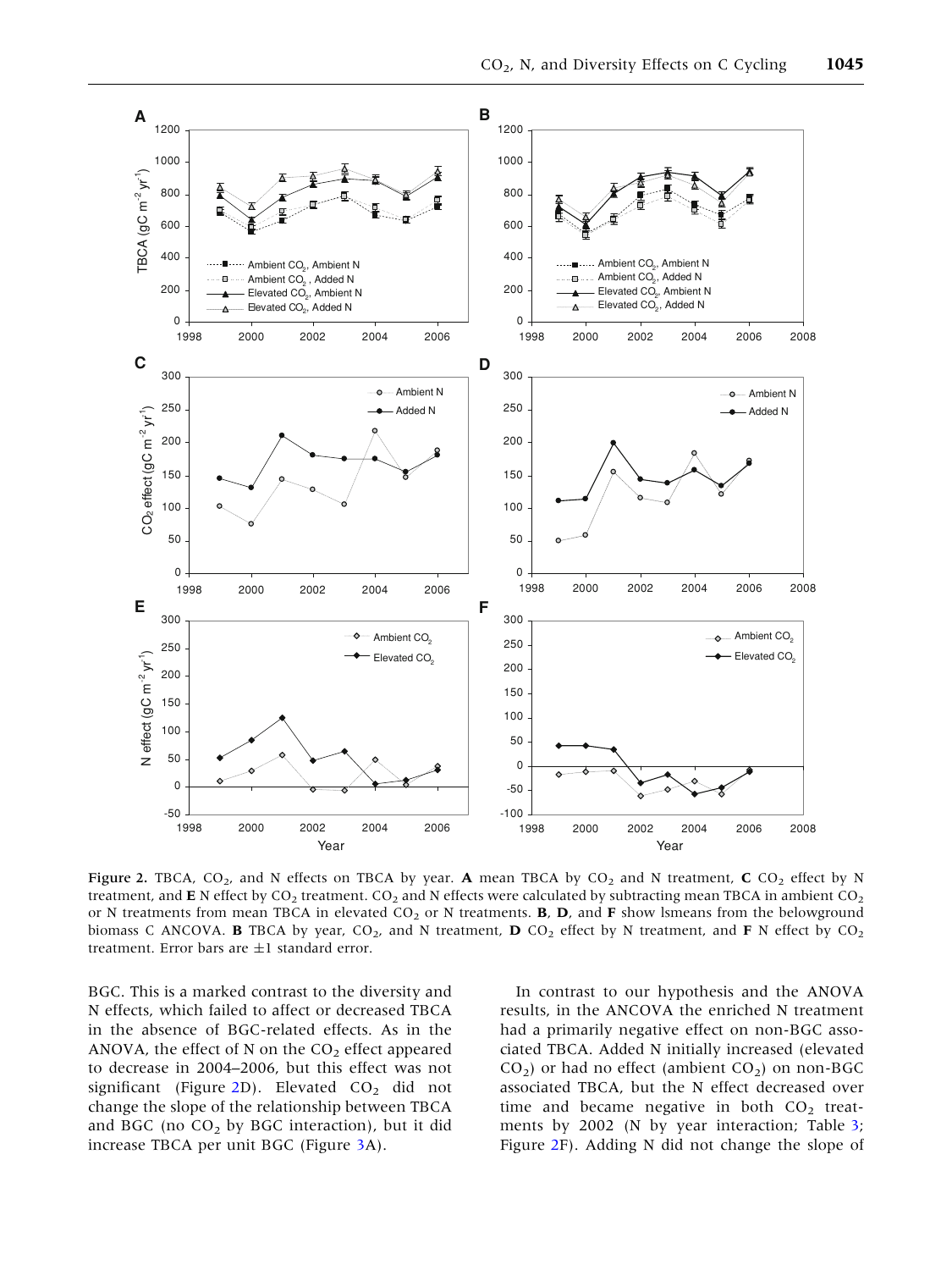**Figure 2.** TBCA, $CO_2$, and N effects on TBCA by year. **A** mean TBCA by $CO_2$ and N treatment, **C** $CO_2$ effect by N treatment, and **E** N effect by $CO_2$ treatment. $CO_2$ and N effects were calculated by subtracting mean TBCA in ambient $CO_2$ or N treatments from mean TBCA in elevated $CO_2$ or N treatments. **B**, **D**, and **F** show lsmeans from the belowground biomass C ANCOVA. **B** TBCA by year, $CO_2$, and N treatment, **D** $CO_2$ effect by N treatment, and **F** N effect by $CO_2$ treatment. Error bars are ±1 standard error.

BGC. This is a marked contrast to the diversity and N effects, which failed to affect or decreased TBCA in the absence of BGC-related effects. As in the ANOVA, the effect of N on the $CO_2$ effect appeared to decrease in 2004–2006, but this effect was not significant (Figure 2D). Elevated $CO_2$ did not change the slope of the relationship between TBCA and BGC (no $CO_2$ by BGC interaction), but it did increase TBCA per unit BGC (Figure 3A).

In contrast to our hypothesis and the ANOVA results, in the ANCOVA the enriched N treatment had a primarily negative effect on non-BGC associated TBCA. Added N initially increased (elevated $CO_2$) or had no effect (ambient $CO_2$) on non-BGC associated TBCA, but the N effect decreased over time and became negative in both $CO_2$ treatments by 2002 (N by year interaction; Table 3; Figure 2F). Adding N did not change the slope of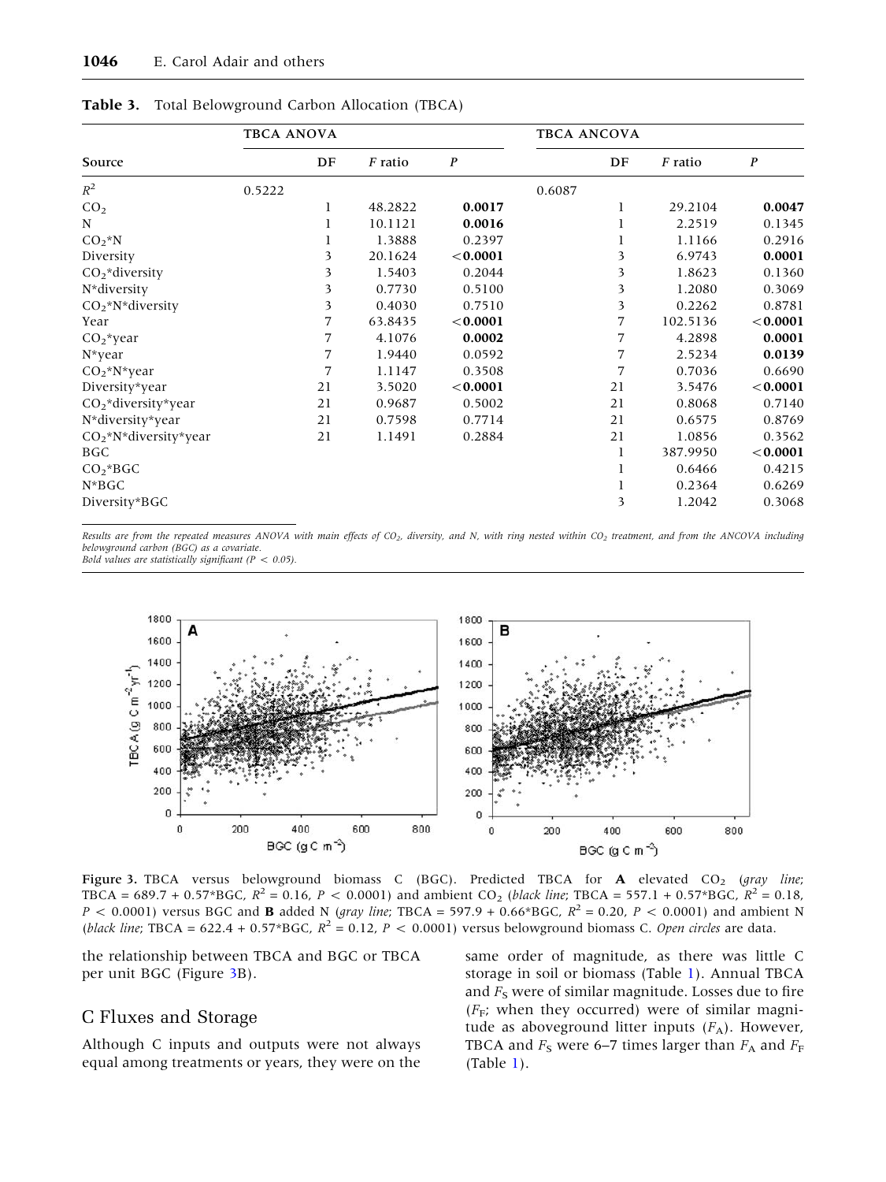**Table 3.** Total Belowground Carbon Allocation (TBCA)

| Source | TBCA ANOVA | | | | TBCA ANCOVA | | | |
|---|---|---|---|---|---|---|---|---|
| | | DF | *F* ratio | *P* | | DF | *F* ratio | *P* |
| $R^2$ | 0.5222 | | | | 0.6087 | | | |
| $CO_2$ | | 1 | 48.2822 | **0.0017** | | 1 | 29.2104 | **0.0047** |
| N | | 1 | 10.1121 | **0.0016** | | 1 | 2.2519 | 0.1345 |
| $CO_2$*N | | 1 | 1.3888 | 0.2397 | | 1 | 1.1166 | 0.2916 |
| Diversity | | 3 | 20.1624 | **<0.0001** | | 3 | 6.9743 | **0.0001** |
| $CO_2$*diversity | | 3 | 1.5403 | 0.2044 | | 3 | 1.8623 | 0.1360 |
| N*diversity | | 3 | 0.7730 | 0.5100 | | 3 | 1.2080 | 0.3069 |
| $CO_2$*N*diversity | | 3 | 0.4030 | 0.7510 | | 3 | 0.2262 | 0.8781 |
| Year | | 7 | 63.8435 | **<0.0001** | | 7 | 102.5136 | **<0.0001** |
| $CO_2$*year | | 7 | 4.1076 | **0.0002** | | 7 | 4.2898 | **0.0001** |
| N*year | | 7 | 1.9440 | 0.0592 | | 7 | 2.5234 | **0.0139** |
| $CO_2$*N*year | | 7 | 1.1147 | 0.3508 | | 7 | 0.7036 | 0.6690 |
| Diversity*year | | 21 | 3.5020 | **<0.0001** | | 21 | 3.5476 | **<0.0001** |
| $CO_2$*diversity*year | | 21 | 0.9687 | 0.5002 | | 21 | 0.8068 | 0.7140 |
| N*diversity*year | | 21 | 0.7598 | 0.7714 | | 21 | 0.6575 | 0.8769 |
| $CO_2$*N*diversity*year | | 21 | 1.1491 | 0.2884 | | 21 | 1.0856 | 0.3562 |
| BGC | | | | | | 1 | 387.9950 | **<0.0001** |
| $CO_2$*BGC | | | | | | 1 | 0.6466 | 0.4215 |
| N*BGC | | | | | | 1 | 0.2364 | 0.6269 |
| Diversity*BGC | | | | | | 3 | 1.2042 | 0.3068 |

*Results are from the repeated measures ANOVA with main effects of $CO_2$, diversity, and N, with ring nested within $CO_2$ treatment, and from the ANCOVA including belowground carbon (BGC) as a covariate.*
*Bold values are statistically significant ($P < 0.05$).*

**Figure 3.** TBCA versus belowground biomass C (BGC). Predicted TBCA for **A** elevated $CO_2$ (*gray line*; TBCA = 689.7 + 0.57*BGC, $R^2 = 0.16$, $P < 0.0001$) and ambient $CO_2$ (*black line*; TBCA = 557.1 + 0.57*BGC, $R^2 = 0.18$, $P < 0.0001$) versus BGC and **B** added N (*gray line*; TBCA = 597.9 + 0.66*BGC, $R^2 = 0.20$, $P < 0.0001$) and ambient N (*black line*; TBCA = 622.4 + 0.57*BGC, $R^2 = 0.12$, $P < 0.0001$) versus belowground biomass C. *Open circles* are data.

the relationship between TBCA and BGC or TBCA per unit BGC (Figure 3B).

## C Fluxes and Storage

Although C inputs and outputs were not always equal among treatments or years, they were on the same order of magnitude, as there was little C storage in soil or biomass (Table 1). Annual TBCA and $F_S$ were of similar magnitude. Losses due to fire ($F_F$; when they occurred) were of similar magnitude as aboveground litter inputs ($F_A$). However, TBCA and $F_S$ were 6–7 times larger than $F_A$ and $F_F$ (Table 1).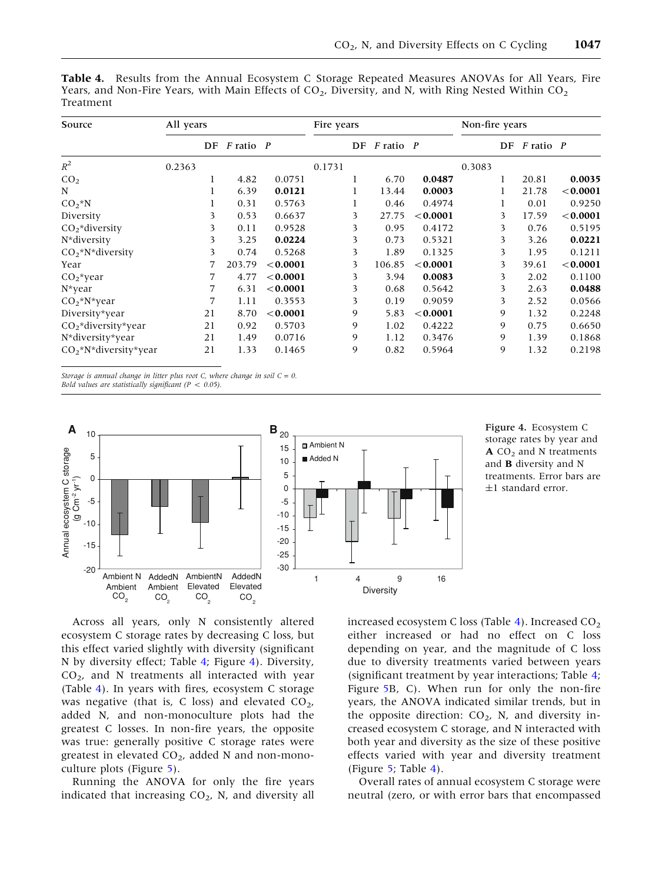**Table 4.** Results from the Annual Ecosystem C Storage Repeated Measures ANOVAs for All Years, Fire Years, and Non-Fire Years, with Main Effects of $CO_2$, Diversity, and N, with Ring Nested Within $CO_2$ Treatment

| Source | All years | | | Fire years | | | Non-fire years | | |
|---|---|---|---|---|---|---|---|---|---|
| | DF | *F* ratio | *P* | DF | *F* ratio | *P* | DF | *F* ratio | *P* |
| $R^2$ | 0.2363 | | | 0.1731 | | | 0.3083 | | |
| $CO_2$ | 1 | 4.82 | 0.0751 | 1 | 6.70 | **0.0487** | 1 | 20.81 | **0.0035** |
| N | 1 | 6.39 | **0.0121** | 1 | 13.44 | **0.0003** | 1 | 21.78 | **<0.0001** |
| $CO_2$*N | 1 | 0.31 | 0.5763 | 1 | 0.46 | 0.4974 | 1 | 0.01 | 0.9250 |
| Diversity | 3 | 0.53 | 0.6637 | 3 | 27.75 | **<0.0001** | 3 | 17.59 | **<0.0001** |
| $CO_2$*diversity | 3 | 0.11 | 0.9528 | 3 | 0.95 | 0.4172 | 3 | 0.76 | 0.5195 |
| N*diversity | 3 | 3.25 | **0.0224** | 3 | 0.73 | 0.5321 | 3 | 3.26 | **0.0221** |
| $CO_2$*N*diversity | 3 | 0.74 | 0.5268 | 3 | 1.89 | 0.1325 | 3 | 1.95 | 0.1211 |
| Year | 7 | 203.79 | **<0.0001** | 3 | 106.85 | **<0.0001** | 3 | 39.61 | **<0.0001** |
| $CO_2$*year | 7 | 4.77 | **<0.0001** | 3 | 3.94 | **0.0083** | 3 | 2.02 | 0.1100 |
| N*year | 7 | 6.31 | **<0.0001** | 3 | 0.68 | 0.5642 | 3 | 2.63 | **0.0488** |
| $CO_2$*N*year | 7 | 1.11 | 0.3553 | 3 | 0.19 | 0.9059 | 3 | 2.52 | 0.0566 |
| Diversity*year | 21 | 8.70 | **<0.0001** | 9 | 5.83 | **<0.0001** | 9 | 1.32 | 0.2248 |
| $CO_2$*diversity*year | 21 | 0.92 | 0.5703 | 9 | 1.02 | 0.4222 | 9 | 0.75 | 0.6650 |
| N*diversity*year | 21 | 1.49 | 0.0716 | 9 | 1.12 | 0.3476 | 9 | 1.39 | 0.1868 |
| $CO_2$*N*diversity*year | 21 | 1.33 | 0.1465 | 9 | 0.82 | 0.5964 | 9 | 1.32 | 0.2198 |

*Storage is annual change in litter plus root C, where change in soil C = 0.*
*Bold values are statistically significant ($P < 0.05$).*

**Figure 4.** Ecosystem C storage rates by year and **A** $CO_2$ and N treatments and **B** diversity and N treatments. Error bars are ±1 standard error.

Across all years, only N consistently altered ecosystem C storage rates by decreasing C loss, but this effect varied slightly with diversity (significant N by diversity effect; Table 4; Figure 4). Diversity, $CO_2$, and N treatments all interacted with year (Table 4). In years with fires, ecosystem C storage was negative (that is, C loss) and elevated $CO_2$, added N, and non-monoculture plots had the greatest C losses. In non-fire years, the opposite was true: generally positive C storage rates were greatest in elevated $CO_2$, added N and non-monoculture plots (Figure 5).

Running the ANOVA for only the fire years indicated that increasing $CO_2$, N, and diversity all increased ecosystem C loss (Table 4). Increased $CO_2$ either increased or had no effect on C loss depending on year, and the magnitude of C loss due to diversity treatments varied between years (significant treatment by year interactions; Table 4; Figure 5B, C). When run for only the non-fire years, the ANOVA indicated similar trends, but in the opposite direction: $CO_2$, N, and diversity increased ecosystem C storage, and N interacted with both year and diversity as the size of these positive effects varied with year and diversity treatment (Figure 5; Table 4).

Overall rates of annual ecosystem C storage were neutral (zero, or with error bars that encompassed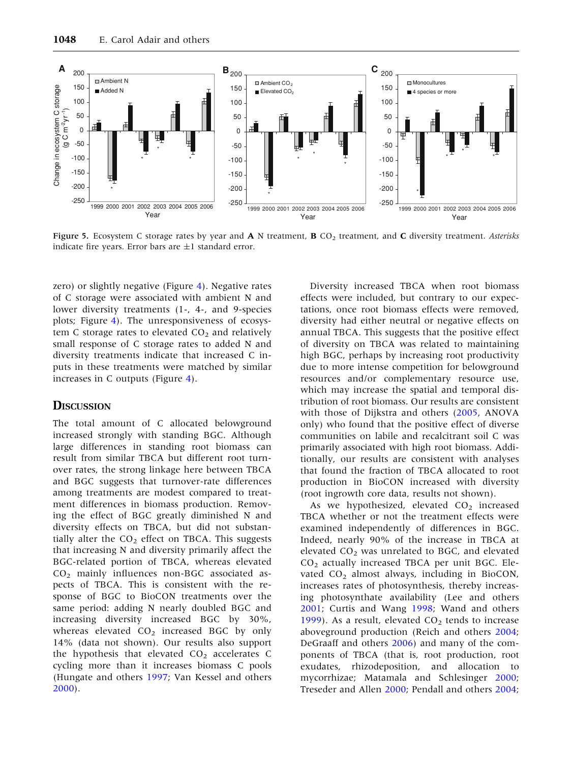Figure 5. Ecosystem C storage rates by year and **A** N treatment, **B** $CO_2$ treatment, and **C** diversity treatment. *Asterisks* indicate fire years. Error bars are ±1 standard error.

zero) or slightly negative (Figure 4). Negative rates of C storage were associated with ambient N and lower diversity treatments (1-, 4-, and 9-species plots; Figure 4). The unresponsiveness of ecosystem C storage rates to elevated $CO_2$ and relatively small response of C storage rates to added N and diversity treatments indicate that increased C inputs in these treatments were matched by similar increases in C outputs (Figure 4).

## Discussion

The total amount of C allocated belowground increased strongly with standing BGC. Although large differences in standing root biomass can result from similar TBCA but different root turnover rates, the strong linkage here between TBCA and BGC suggests that turnover-rate differences among treatments are modest compared to treatment differences in biomass production. Removing the effect of BGC greatly diminished N and diversity effects on TBCA, but did not substantially alter the $CO_2$ effect on TBCA. This suggests that increasing N and diversity primarily affect the BGC-related portion of TBCA, whereas elevated $CO_2$ mainly influences non-BGC associated aspects of TBCA. This is consistent with the response of BGC to BioCON treatments over the same period: adding N nearly doubled BGC and increasing diversity increased BGC by 30%, whereas elevated $CO_2$ increased BGC by only 14% (data not shown). Our results also support the hypothesis that elevated $CO_2$ accelerates C cycling more than it increases biomass C pools (Hungate and others 1997; Van Kessel and others 2000).

Diversity increased TBCA when root biomass effects were included, but contrary to our expectations, once root biomass effects were removed, diversity had either neutral or negative effects on annual TBCA. This suggests that the positive effect of diversity on TBCA was related to maintaining high BGC, perhaps by increasing root productivity due to more intense competition for belowground resources and/or complementary resource use, which may increase the spatial and temporal distribution of root biomass. Our results are consistent with those of Dijkstra and others (2005, ANOVA only) who found that the positive effect of diverse communities on labile and recalcitrant soil C was primarily associated with high root biomass. Additionally, our results are consistent with analyses that found the fraction of TBCA allocated to root production in BioCON increased with diversity (root ingrowth core data, results not shown).

As we hypothesized, elevated $CO_2$ increased TBCA whether or not the treatment effects were examined independently of differences in BGC. Indeed, nearly 90% of the increase in TBCA at elevated $CO_2$ was unrelated to BGC, and elevated $CO_2$ actually increased TBCA per unit BGC. Elevated $CO_2$ almost always, including in BioCON, increases rates of photosynthesis, thereby increasing photosynthate availability (Lee and others 2001; Curtis and Wang 1998; Wand and others 1999). As a result, elevated $CO_2$ tends to increase aboveground production (Reich and others 2004; DeGraaff and others 2006) and many of the components of TBCA (that is, root production, root exudates, rhizodeposition, and allocation to mycorrhizae; Matamala and Schlesinger 2000; Treseder and Allen 2000; Pendall and others 2004;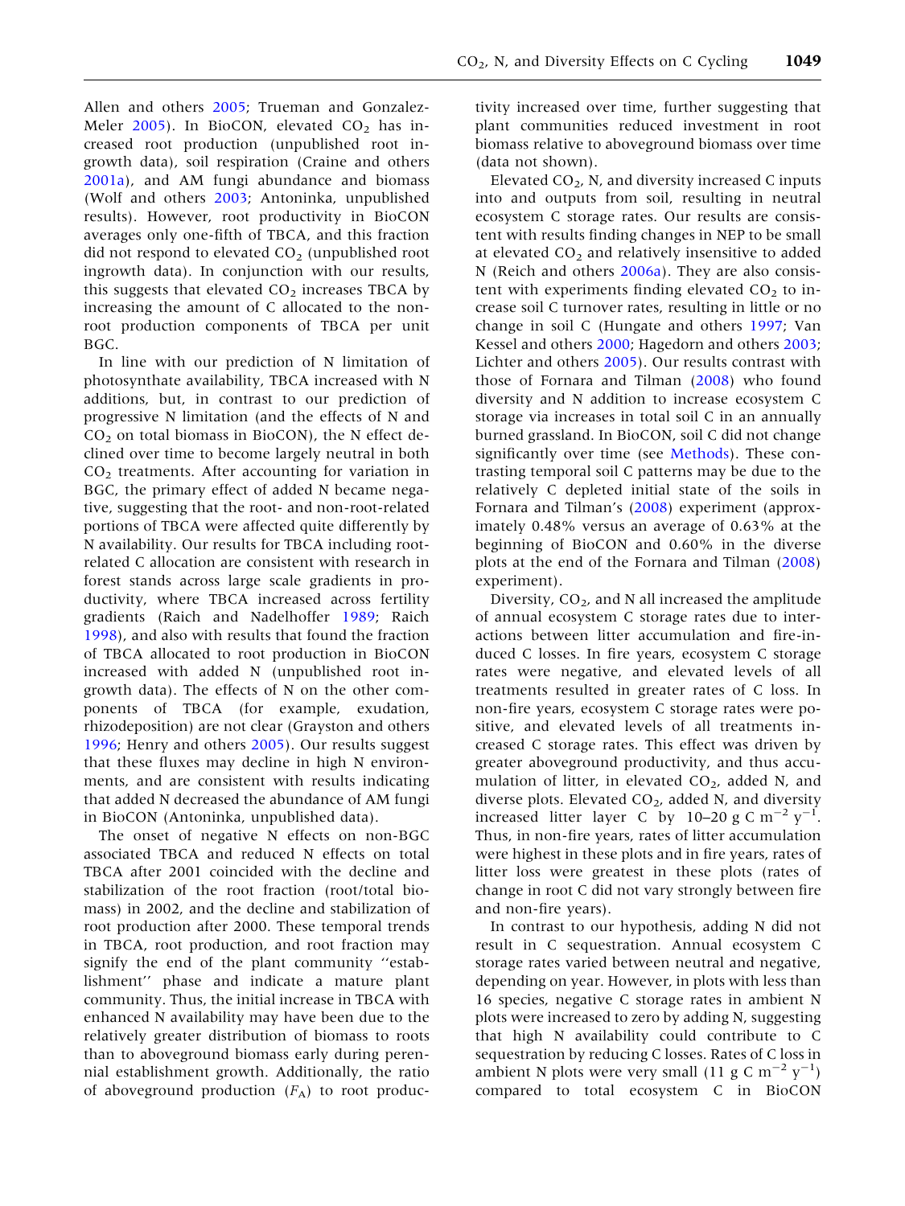Allen and others 2005; Trueman and Gonzalez-Meler 2005). In BioCON, elevated $CO_2$ has increased root production (unpublished root ingrowth data), soil respiration (Craine and others 2001a), and AM fungi abundance and biomass (Wolf and others 2003; Antoninka, unpublished results). However, root productivity in BioCON averages only one-fifth of TBCA, and this fraction did not respond to elevated $CO_2$ (unpublished root ingrowth data). In conjunction with our results, this suggests that elevated $CO_2$ increases TBCA by increasing the amount of C allocated to the non-root production components of TBCA per unit BGC.

In line with our prediction of N limitation of photosynthate availability, TBCA increased with N additions, but, in contrast to our prediction of progressive N limitation (and the effects of N and $CO_2$ on total biomass in BioCON), the N effect declined over time to become largely neutral in both $CO_2$ treatments. After accounting for variation in BGC, the primary effect of added N became negative, suggesting that the root- and non-root-related portions of TBCA were affected quite differently by N availability. Our results for TBCA including root-related C allocation are consistent with research in forest stands across large scale gradients in productivity, where TBCA increased across fertility gradients (Raich and Nadelhoffer 1989; Raich 1998), and also with results that found the fraction of TBCA allocated to root production in BioCON increased with added N (unpublished root ingrowth data). The effects of N on the other components of TBCA (for example, exudation, rhizodeposition) are not clear (Grayston and others 1996; Henry and others 2005). Our results suggest that these fluxes may decline in high N environments, and are consistent with results indicating that added N decreased the abundance of AM fungi in BioCON (Antoninka, unpublished data).

The onset of negative N effects on non-BGC associated TBCA and reduced N effects on total TBCA after 2001 coincided with the decline and stabilization of the root fraction (root/total biomass) in 2002, and the decline and stabilization of root production after 2000. These temporal trends in TBCA, root production, and root fraction may signify the end of the plant community ''establishment'' phase and indicate a mature plant community. Thus, the initial increase in TBCA with enhanced N availability may have been due to the relatively greater distribution of biomass to roots than to aboveground biomass early during perennial establishment growth. Additionally, the ratio of aboveground production ($F_A$) to root productivity increased over time, further suggesting that plant communities reduced investment in root biomass relative to aboveground biomass over time (data not shown).

Elevated $CO_2$, N, and diversity increased C inputs into and outputs from soil, resulting in neutral ecosystem C storage rates. Our results are consistent with results finding changes in NEP to be small at elevated $CO_2$ and relatively insensitive to added N (Reich and others 2006a). They are also consistent with experiments finding elevated $CO_2$ to increase soil C turnover rates, resulting in little or no change in soil C (Hungate and others 1997; Van Kessel and others 2000; Hagedorn and others 2003; Lichter and others 2005). Our results contrast with those of Fornara and Tilman (2008) who found diversity and N addition to increase ecosystem C storage via increases in total soil C in an annually burned grassland. In BioCON, soil C did not change significantly over time (see Methods). These contrasting temporal soil C patterns may be due to the relatively C depleted initial state of the soils in Fornara and Tilman's (2008) experiment (approximately 0.48% versus an average of 0.63% at the beginning of BioCON and 0.60% in the diverse plots at the end of the Fornara and Tilman (2008) experiment).

Diversity, $CO_2$, and N all increased the amplitude of annual ecosystem C storage rates due to interactions between litter accumulation and fire-induced C losses. In fire years, ecosystem C storage rates were negative, and elevated levels of all treatments resulted in greater rates of C loss. In non-fire years, ecosystem C storage rates were positive, and elevated levels of all treatments increased C storage rates. This effect was driven by greater aboveground productivity, and thus accumulation of litter, in elevated $CO_2$, added N, and diverse plots. Elevated $CO_2$, added N, and diversity increased litter layer C by 10–20 g C $m^{-2}$ $y^{-1}$. Thus, in non-fire years, rates of litter accumulation were highest in these plots and in fire years, rates of litter loss were greatest in these plots (rates of change in root C did not vary strongly between fire and non-fire years).

In contrast to our hypothesis, adding N did not result in C sequestration. Annual ecosystem C storage rates varied between neutral and negative, depending on year. However, in plots with less than 16 species, negative C storage rates in ambient N plots were increased to zero by adding N, suggesting that high N availability could contribute to C sequestration by reducing C losses. Rates of C loss in ambient N plots were very small (11 g C $m^{-2}$ $y^{-1}$) compared to total ecosystem C in BioCON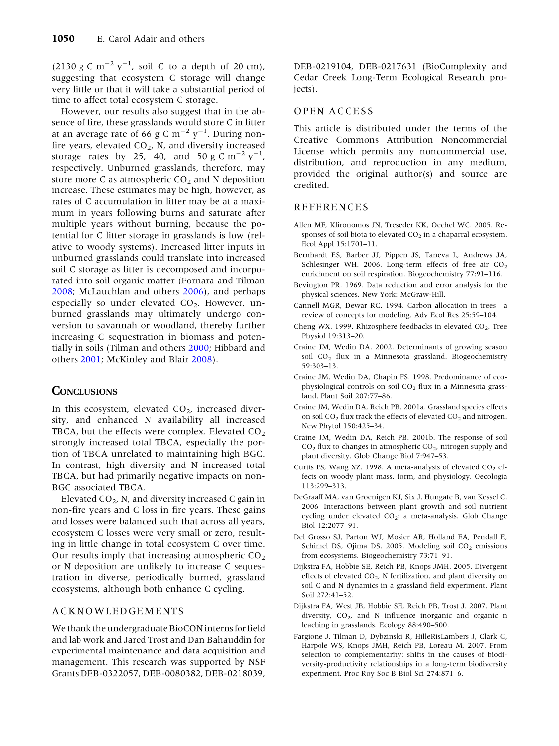(2130 g C $m^{-2}$ $y^{-1}$, soil C to a depth of 20 cm), suggesting that ecosystem C storage will change very little or that it will take a substantial period of time to affect total ecosystem C storage.

However, our results also suggest that in the absence of fire, these grasslands would store C in litter at an average rate of 66 g C $m^{-2}$ $y^{-1}$. During non-fire years, elevated $CO_2$, N, and diversity increased storage rates by 25, 40, and 50 g C $m^{-2}$ $y^{-1}$, respectively. Unburned grasslands, therefore, may store more C as atmospheric $CO_2$ and N deposition increase. These estimates may be high, however, as rates of C accumulation in litter may be at a maximum in years following burns and saturate after multiple years without burning, because the potential for C litter storage in grasslands is low (relative to woody systems). Increased litter inputs in unburned grasslands could translate into increased soil C storage as litter is decomposed and incorporated into soil organic matter (Fornara and Tilman 2008; McLauchlan and others 2006), and perhaps especially so under elevated $CO_2$. However, unburned grasslands may ultimately undergo conversion to savannah or woodland, thereby further increasing C sequestration in biomass and potentially in soils (Tilman and others 2000; Hibbard and others 2001; McKinley and Blair 2008).

## Conclusions

In this ecosystem, elevated $CO_2$, increased diversity, and enhanced N availability all increased TBCA, but the effects were complex. Elevated $CO_2$ strongly increased total TBCA, especially the portion of TBCA unrelated to maintaining high BGC. In contrast, high diversity and N increased total TBCA, but had primarily negative impacts on non-BGC associated TBCA.

Elevated $CO_2$, N, and diversity increased C gain in non-fire years and C loss in fire years. These gains and losses were balanced such that across all years, ecosystem C losses were very small or zero, resulting in little change in total ecosystem C over time. Our results imply that increasing atmospheric $CO_2$ or N deposition are unlikely to increase C sequestration in diverse, periodically burned, grassland ecosystems, although both enhance C cycling.

## Acknowledgements

We thank the undergraduate BioCON interns for field and lab work and Jared Trost and Dan Bahauddin for experimental maintenance and data acquisition and management. This research was supported by NSF Grants DEB-0322057, DEB-0080382, DEB-0218039, DEB-0219104, DEB-0217631 (BioComplexity and Cedar Creek Long-Term Ecological Research projects).

## Open Access

This article is distributed under the terms of the Creative Commons Attribution Noncommercial License which permits any noncommercial use, distribution, and reproduction in any medium, provided the original author(s) and source are credited.

## References

Allen MF, Klironomos JN, Treseder KK, Oechel WC. 2005. Responses of soil biota to elevated $CO_2$ in a chaparral ecosystem. Ecol Appl 15:1701–11.

Bernhardt ES, Barber JJ, Pippen JS, Taneva L, Andrews JA, Schlesinger WH. 2006. Long-term effects of free air $CO_2$ enrichment on soil respiration. Biogeochemistry 77:91–116.

Bevington PR. 1969. Data reduction and error analysis for the physical sciences. New York: McGraw-Hill.

Cannell MGR, Dewar RC. 1994. Carbon allocation in trees—a review of concepts for modeling. Adv Ecol Res 25:59–104.

Cheng WX. 1999. Rhizosphere feedbacks in elevated $CO_2$. Tree Physiol 19:313–20.

Craine JM, Wedin DA. 2002. Determinants of growing season soil $CO_2$ flux in a Minnesota grassland. Biogeochemistry 59:303–13.

Craine JM, Wedin DA, Chapin FS. 1998. Predominance of ecophysiological controls on soil $CO_2$ flux in a Minnesota grassland. Plant Soil 207:77–86.

Craine JM, Wedin DA, Reich PB. 2001a. Grassland species effects on soil $CO_2$ flux track the effects of elevated $CO_2$ and nitrogen. New Phytol 150:425–34.

Craine JM, Wedin DA, Reich PB. 2001b. The response of soil $CO_2$ flux to changes in atmospheric $CO_2$, nitrogen supply and plant diversity. Glob Change Biol 7:947–53.

Curtis PS, Wang XZ. 1998. A meta-analysis of elevated $CO_2$ effects on woody plant mass, form, and physiology. Oecologia 113:299–313.

DeGraaff MA, van Groenigen KJ, Six J, Hungate B, van Kessel C. 2006. Interactions between plant growth and soil nutrient cycling under elevated $CO_2$: a meta-analysis. Glob Change Biol 12:2077–91.

Del Grosso SJ, Parton WJ, Mosier AR, Holland EA, Pendall E, Schimel DS, Ojima DS. 2005. Modeling soil $CO_2$ emissions from ecosystems. Biogeochemistry 73:71–91.

Dijkstra FA, Hobbie SE, Reich PB, Knops JMH. 2005. Divergent effects of elevated $CO_2$, N fertilization, and plant diversity on soil C and N dynamics in a grassland field experiment. Plant Soil 272:41–52.

Dijkstra FA, West JB, Hobbie SE, Reich PB, Trost J. 2007. Plant diversity, $CO_2$, and N influence inorganic and organic n leaching in grasslands. Ecology 88:490–500.

Fargione J, Tilman D, Dybzinski R, HilleRisLambers J, Clark C, Harpole WS, Knops JMH, Reich PB, Loreau M. 2007. From selection to complementarity: shifts in the causes of biodiversity-productivity relationships in a long-term biodiversity experiment. Proc Roy Soc B Biol Sci 274:871–6.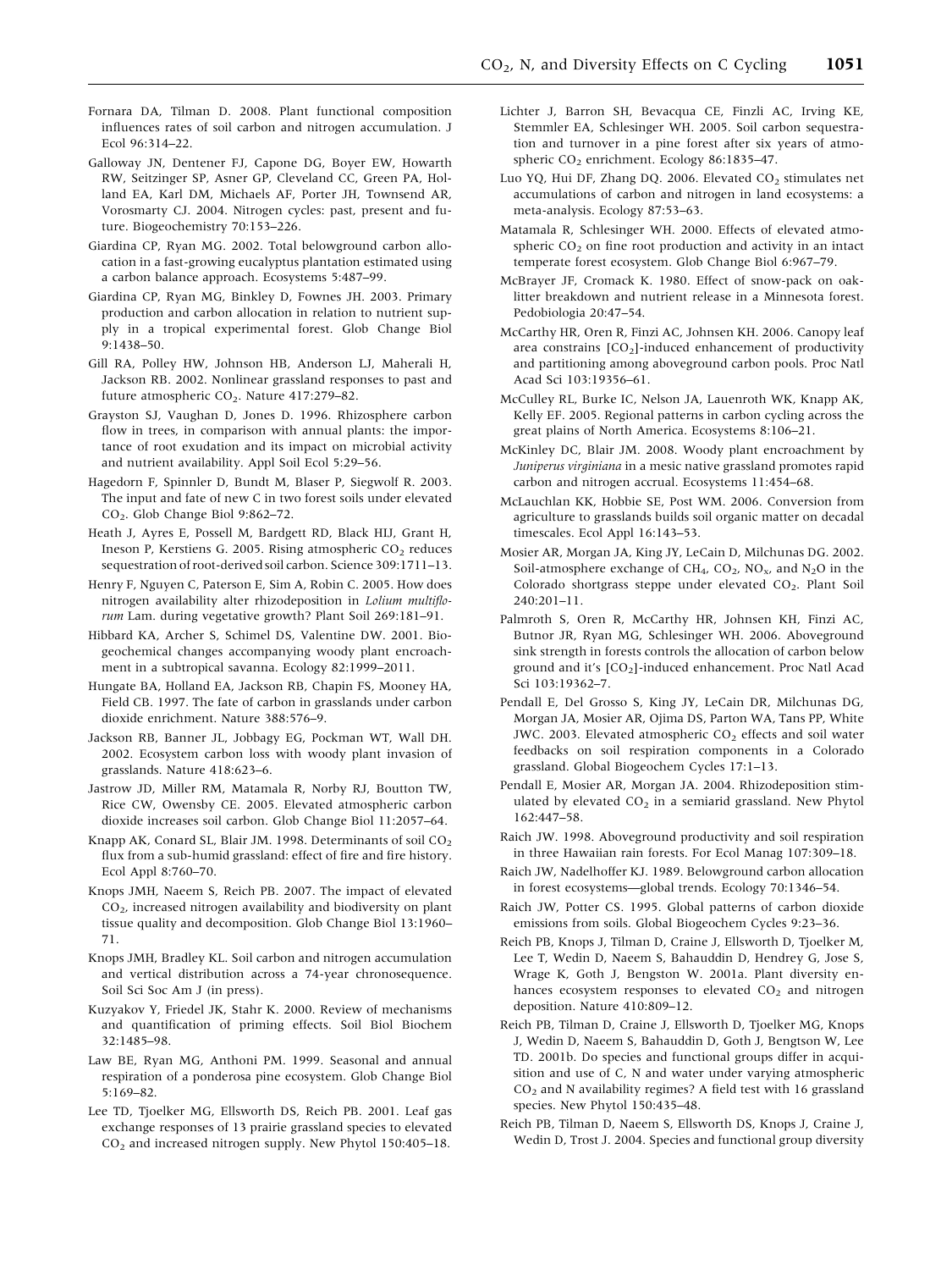Fornara DA, Tilman D. 2008. Plant functional composition influences rates of soil carbon and nitrogen accumulation. J Ecol 96:314–22.

Galloway JN, Dentener FJ, Capone DG, Boyer EW, Howarth RW, Seitzinger SP, Asner GP, Cleveland CC, Green PA, Holland EA, Karl DM, Michaels AF, Porter JH, Townsend AR, Vorosmarty CJ. 2004. Nitrogen cycles: past, present and future. Biogeochemistry 70:153–226.

Giardina CP, Ryan MG. 2002. Total belowground carbon allocation in a fast-growing eucalyptus plantation estimated using a carbon balance approach. Ecosystems 5:487–99.

Giardina CP, Ryan MG, Binkley D, Fownes JH. 2003. Primary production and carbon allocation in relation to nutrient supply in a tropical experimental forest. Glob Change Biol 9:1438–50.

Gill RA, Polley HW, Johnson HB, Anderson LJ, Maherali H, Jackson RB. 2002. Nonlinear grassland responses to past and future atmospheric $CO_2$. Nature 417:279–82.

Grayston SJ, Vaughan D, Jones D. 1996. Rhizosphere carbon flow in trees, in comparison with annual plants: the importance of root exudation and its impact on microbial activity and nutrient availability. Appl Soil Ecol 5:29–56.

Hagedorn F, Spinnler D, Bundt M, Blaser P, Siegwolf R. 2003. The input and fate of new C in two forest soils under elevated $CO_2$. Glob Change Biol 9:862–72.

Heath J, Ayres E, Possell M, Bardgett RD, Black HIJ, Grant H, Ineson P, Kerstiens G. 2005. Rising atmospheric $CO_2$ reduces sequestration of root-derived soil carbon. Science 309:1711–13.

Henry F, Nguyen C, Paterson E, Sim A, Robin C. 2005. How does nitrogen availability alter rhizodeposition in *Lolium multiflorum* Lam. during vegetative growth? Plant Soil 269:181–91.

Hibbard KA, Archer S, Schimel DS, Valentine DW. 2001. Biogeochemical changes accompanying woody plant encroachment in a subtropical savanna. Ecology 82:1999–2011.

Hungate BA, Holland EA, Jackson RB, Chapin FS, Mooney HA, Field CB. 1997. The fate of carbon in grasslands under carbon dioxide enrichment. Nature 388:576–9.

Jackson RB, Banner JL, Jobbagy EG, Pockman WT, Wall DH. 2002. Ecosystem carbon loss with woody plant invasion of grasslands. Nature 418:623–6.

Jastrow JD, Miller RM, Matamala R, Norby RJ, Boutton TW, Rice CW, Owensby CE. 2005. Elevated atmospheric carbon dioxide increases soil carbon. Glob Change Biol 11:2057–64.

Knapp AK, Conard SL, Blair JM. 1998. Determinants of soil $CO_2$ flux from a sub-humid grassland: effect of fire and fire history. Ecol Appl 8:760–70.

Knops JMH, Naeem S, Reich PB. 2007. The impact of elevated $CO_2$, increased nitrogen availability and biodiversity on plant tissue quality and decomposition. Glob Change Biol 13:1960–71.

Knops JMH, Bradley KL. Soil carbon and nitrogen accumulation and vertical distribution across a 74-year chronosequence. Soil Sci Soc Am J (in press).

Kuzyakov Y, Friedel JK, Stahr K. 2000. Review of mechanisms and quantification of priming effects. Soil Biol Biochem 32:1485–98.

Law BE, Ryan MG, Anthoni PM. 1999. Seasonal and annual respiration of a ponderosa pine ecosystem. Glob Change Biol 5:169–82.

Lee TD, Tjoelker MG, Ellsworth DS, Reich PB. 2001. Leaf gas exchange responses of 13 prairie grassland species to elevated $CO_2$ and increased nitrogen supply. New Phytol 150:405–18.

Lichter J, Barron SH, Bevacqua CE, Finzli AC, Irving KE, Stemmler EA, Schlesinger WH. 2005. Soil carbon sequestration and turnover in a pine forest after six years of atmospheric $CO_2$ enrichment. Ecology 86:1835–47.

Luo YQ, Hui DF, Zhang DQ. 2006. Elevated $CO_2$ stimulates net accumulations of carbon and nitrogen in land ecosystems: a meta-analysis. Ecology 87:53–63.

Matamala R, Schlesinger WH. 2000. Effects of elevated atmospheric $CO_2$ on fine root production and activity in an intact temperate forest ecosystem. Glob Change Biol 6:967–79.

McBrayer JF, Cromack K. 1980. Effect of snow-pack on oak-litter breakdown and nutrient release in a Minnesota forest. Pedobiologia 20:47–54.

McCarthy HR, Oren R, Finzi AC, Johnsen KH. 2006. Canopy leaf area constrains $[CO_2]$-induced enhancement of productivity and partitioning among aboveground carbon pools. Proc Natl Acad Sci 103:19356–61.

McCulley RL, Burke IC, Nelson JA, Lauenroth WK, Knapp AK, Kelly EF. 2005. Regional patterns in carbon cycling across the great plains of North America. Ecosystems 8:106–21.

McKinley DC, Blair JM. 2008. Woody plant encroachment by *Juniperus virginiana* in a mesic native grassland promotes rapid carbon and nitrogen accrual. Ecosystems 11:454–68.

McLauchlan KK, Hobbie SE, Post WM. 2006. Conversion from agriculture to grasslands builds soil organic matter on decadal timescales. Ecol Appl 16:143–53.

Mosier AR, Morgan JA, King JY, LeCain D, Milchunas DG. 2002. Soil-atmosphere exchange of $CH_4$, $CO_2$, $NO_x$, and $N_2O$ in the Colorado shortgrass steppe under elevated $CO_2$. Plant Soil 240:201–11.

Palmroth S, Oren R, McCarthy HR, Johnsen KH, Finzi AC, Butnor JR, Ryan MG, Schlesinger WH. 2006. Aboveground sink strength in forests controls the allocation of carbon below ground and it's $[CO_2]$-induced enhancement. Proc Natl Acad Sci 103:19362–7.

Pendall E, Del Grosso S, King JY, LeCain DR, Milchunas DG, Morgan JA, Mosier AR, Ojima DS, Parton WA, Tans PP, White JWC. 2003. Elevated atmospheric $CO_2$ effects and soil water feedbacks on soil respiration components in a Colorado grassland. Global Biogeochem Cycles 17:1–13.

Pendall E, Mosier AR, Morgan JA. 2004. Rhizodeposition stimulated by elevated $CO_2$ in a semiarid grassland. New Phytol 162:447–58.

Raich JW. 1998. Aboveground productivity and soil respiration in three Hawaiian rain forests. For Ecol Manag 107:309–18.

Raich JW, Nadelhoffer KJ. 1989. Belowground carbon allocation in forest ecosystems—global trends. Ecology 70:1346–54.

Raich JW, Potter CS. 1995. Global patterns of carbon dioxide emissions from soils. Global Biogeochem Cycles 9:23–36.

Reich PB, Knops J, Tilman D, Craine J, Ellsworth D, Tjoelker M, Lee T, Wedin D, Naeem S, Bahauddin D, Hendrey G, Jose S, Wrage K, Goth J, Bengston W. 2001a. Plant diversity enhances ecosystem responses to elevated $CO_2$ and nitrogen deposition. Nature 410:809–12.

Reich PB, Tilman D, Craine J, Ellsworth D, Tjoelker MG, Knops J, Wedin D, Naeem S, Bahauddin D, Goth J, Bengtson W, Lee TD. 2001b. Do species and functional groups differ in acquisition and use of C, N and water under varying atmospheric $CO_2$ and N availability regimes? A field test with 16 grassland species. New Phytol 150:435–48.

Reich PB, Tilman D, Naeem S, Ellsworth DS, Knops J, Craine J, Wedin D, Trost J. 2004. Species and functional group diversity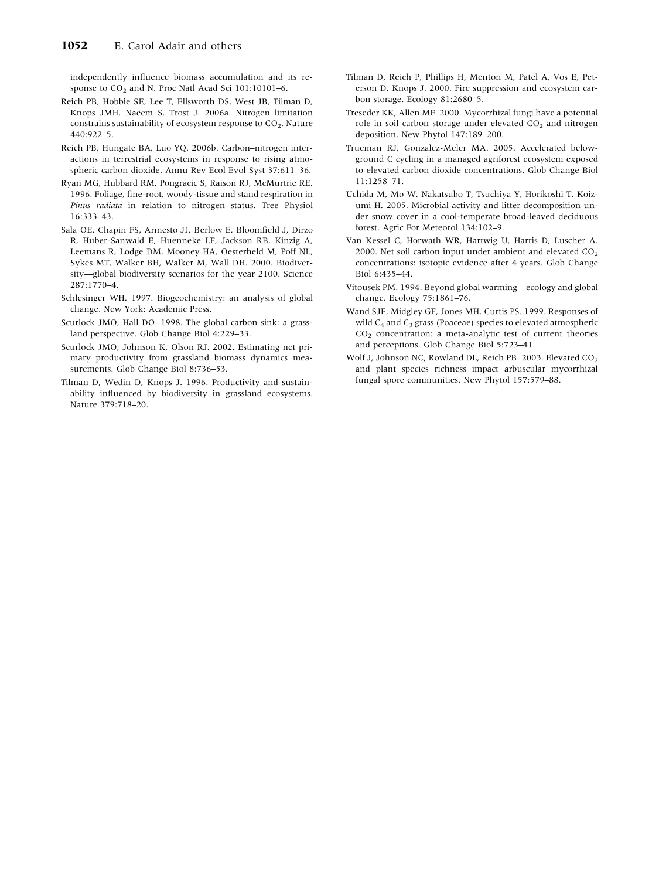independently influence biomass accumulation and its response to $CO_2$ and N. Proc Natl Acad Sci 101:10101–6.

Reich PB, Hobbie SE, Lee T, Ellsworth DS, West JB, Tilman D, Knops JMH, Naeem S, Trost J. 2006a. Nitrogen limitation constrains sustainability of ecosystem response to $CO_2$. Nature 440:922–5.

Reich PB, Hungate BA, Luo YQ. 2006b. Carbon–nitrogen interactions in terrestrial ecosystems in response to rising atmospheric carbon dioxide. Annu Rev Ecol Evol Syst 37:611–36.

Ryan MG, Hubbard RM, Pongracic S, Raison RJ, McMurtrie RE. 1996. Foliage, fine-root, woody-tissue and stand respiration in *Pinus radiata* in relation to nitrogen status. Tree Physiol 16:333–43.

Sala OE, Chapin FS, Armesto JJ, Berlow E, Bloomfield J, Dirzo R, Huber-Sanwald E, Huenneke LF, Jackson RB, Kinzig A, Leemans R, Lodge DM, Mooney HA, Oesterheld M, Poff NL, Sykes MT, Walker BH, Walker M, Wall DH. 2000. Biodiversity—global biodiversity scenarios for the year 2100. Science 287:1770–4.

Schlesinger WH. 1997. Biogeochemistry: an analysis of global change. New York: Academic Press.

Scurlock JMO, Hall DO. 1998. The global carbon sink: a grassland perspective. Glob Change Biol 4:229–33.

Scurlock JMO, Johnson K, Olson RJ. 2002. Estimating net primary productivity from grassland biomass dynamics measurements. Glob Change Biol 8:736–53.

Tilman D, Wedin D, Knops J. 1996. Productivity and sustainability influenced by biodiversity in grassland ecosystems. Nature 379:718–20.

Tilman D, Reich P, Phillips H, Menton M, Patel A, Vos E, Peterson D, Knops J. 2000. Fire suppression and ecosystem carbon storage. Ecology 81:2680–5.

Treseder KK, Allen MF. 2000. Mycorrhizal fungi have a potential role in soil carbon storage under elevated $CO_2$ and nitrogen deposition. New Phytol 147:189–200.

Trueman RJ, Gonzalez-Meler MA. 2005. Accelerated belowground C cycling in a managed agriforest ecosystem exposed to elevated carbon dioxide concentrations. Glob Change Biol 11:1258–71.

Uchida M, Mo W, Nakatsubo T, Tsuchiya Y, Horikoshi T, Koizumi H. 2005. Microbial activity and litter decomposition under snow cover in a cool-temperate broad-leaved deciduous forest. Agric For Meteorol 134:102–9.

Van Kessel C, Horwath WR, Hartwig U, Harris D, Luscher A. 2000. Net soil carbon input under ambient and elevated $CO_2$ concentrations: isotopic evidence after 4 years. Glob Change Biol 6:435–44.

Vitousek PM. 1994. Beyond global warming—ecology and global change. Ecology 75:1861–76.

Wand SJE, Midgley GF, Jones MH, Curtis PS. 1999. Responses of wild $C_4$ and $C_3$ grass (Poaceae) species to elevated atmospheric $CO_2$ concentration: a meta-analytic test of current theories and perceptions. Glob Change Biol 5:723–41.

Wolf J, Johnson NC, Rowland DL, Reich PB. 2003. Elevated $CO_2$ and plant species richness impact arbuscular mycorrhizal fungal spore communities. New Phytol 157:579–88.